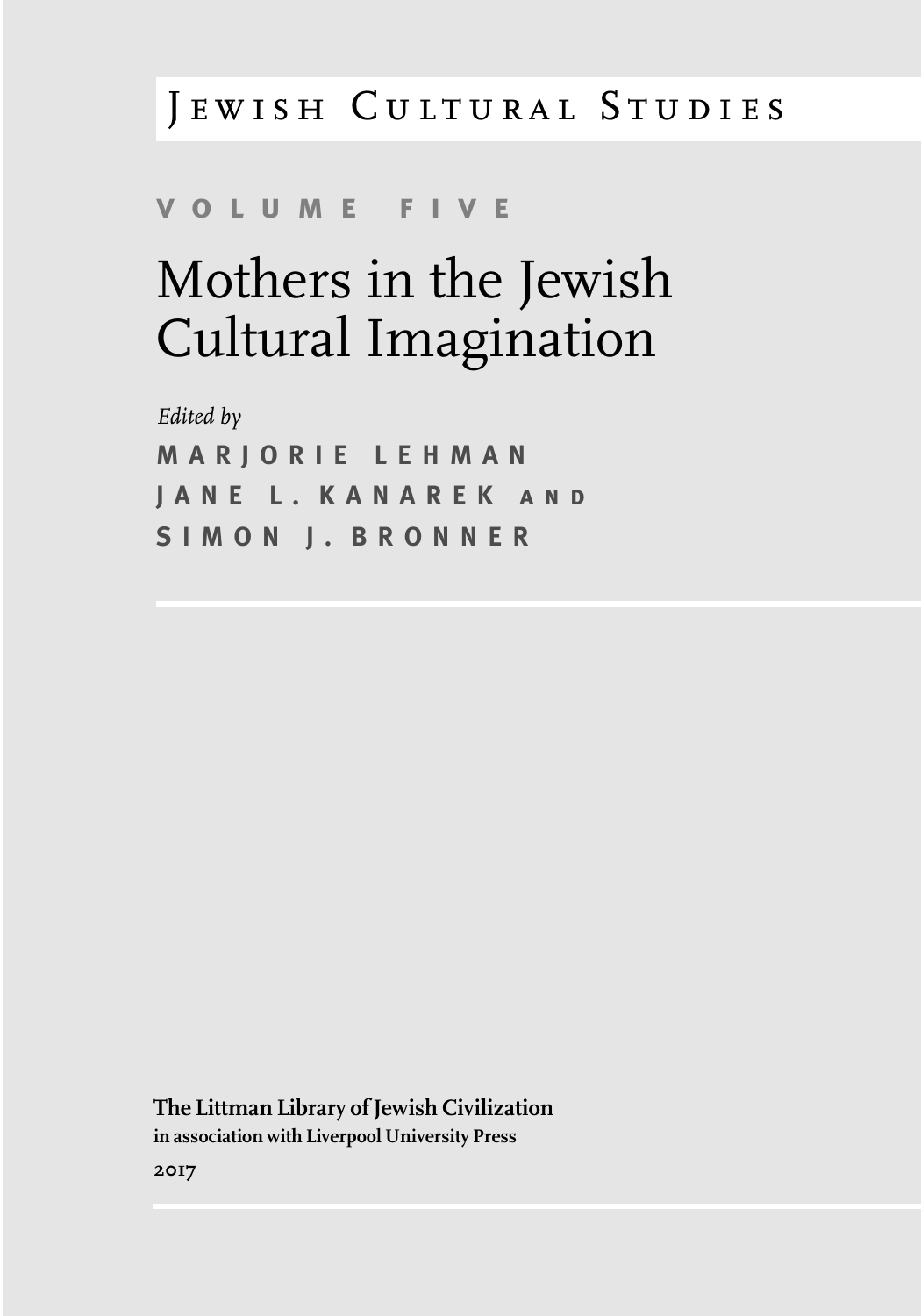# Jewish Cultural Studies

**VOLUME FIVE**

# Mothers in the Jewish Cultural Imagination

*Edited by*

**MARJORIE LEHMAN**
**JANE L. KANAREK AND**
**SIMON J. BRONNER**

**The Littman Library of Jewish Civilization**
**in association with Liverpool University Press**

2017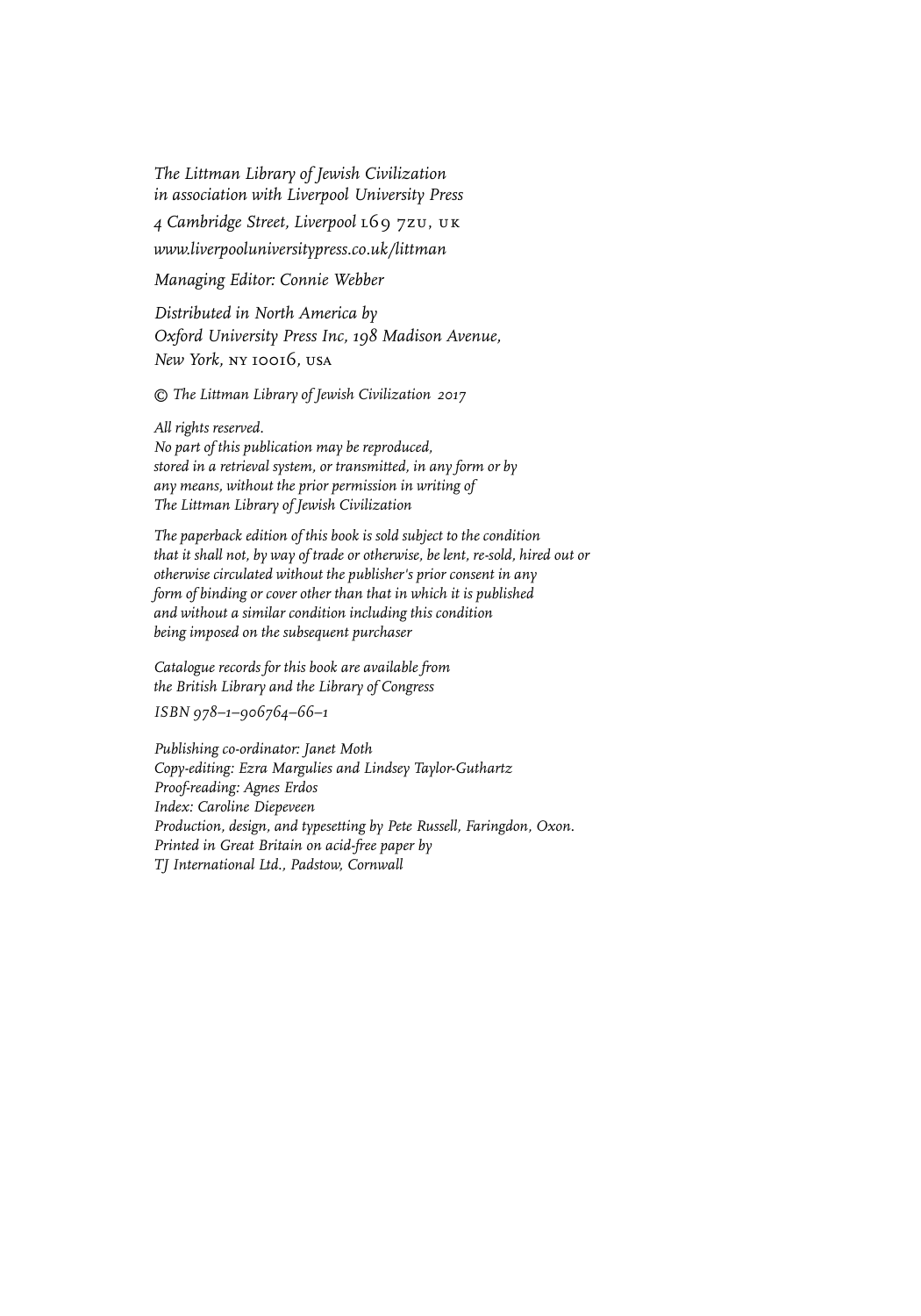*The Littman Library of Jewish Civilization*
*in association with Liverpool University Press*
*4 Cambridge Street, Liverpool* L69 7ZU, UK
*www.liverpooluniversitypress.co.uk/littman*

*Managing Editor: Connie Webber*

*Distributed in North America by*
*Oxford University Press Inc, 198 Madison Avenue,*
*New York,* NY 10016, USA

*© The Littman Library of Jewish Civilization 2017*

*All rights reserved.*
*No part of this publication may be reproduced,*
*stored in a retrieval system, or transmitted, in any form or by*
*any means, without the prior permission in writing of*
*The Littman Library of Jewish Civilization*

*The paperback edition of this book is sold subject to the condition*
*that it shall not, by way of trade or otherwise, be lent, re-sold, hired out or*
*otherwise circulated without the publisher's prior consent in any*
*form of binding or cover other than that in which it is published*
*and without a similar condition including this condition*
*being imposed on the subsequent purchaser*

*Catalogue records for this book are available from*
*the British Library and the Library of Congress*

*ISBN 978–1–906764–66–1*

*Publishing co-ordinator: Janet Moth*
*Copy-editing: Ezra Margulies and Lindsey Taylor-Guthartz*
*Proof-reading: Agnes Erdos*
*Index: Caroline Diepeveen*
*Production, design, and typesetting by Pete Russell, Faringdon, Oxon.*
*Printed in Great Britain on acid-free paper by*
*TJ International Ltd., Padstow, Cornwall*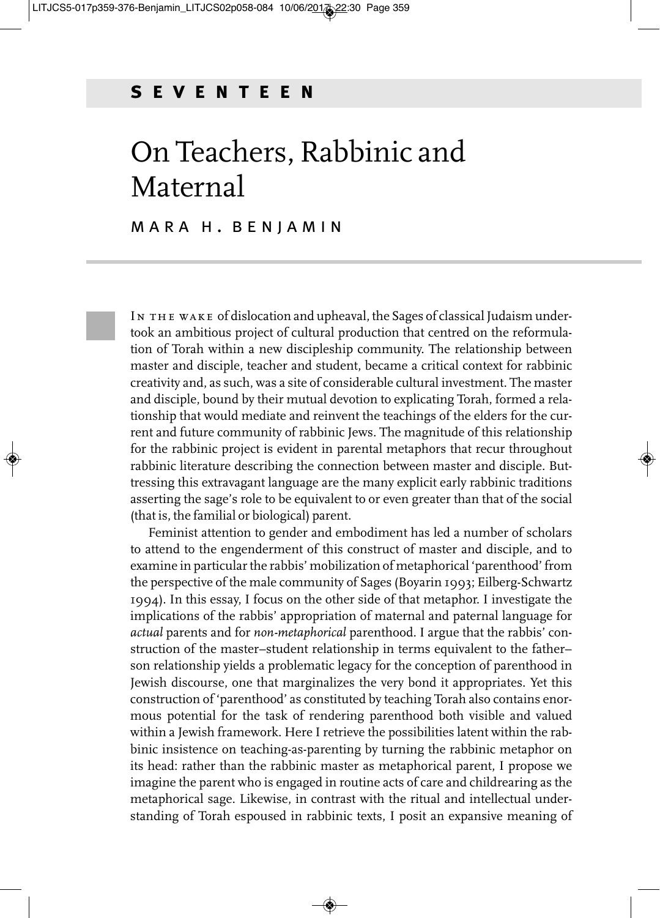SEVENTEEN

# On Teachers, Rabbinic and Maternal

MARA H. BENJAMIN

IN THE WAKE of dislocation and upheaval, the Sages of classical Judaism undertook an ambitious project of cultural production that centred on the reformulation of Torah within a new discipleship community. The relationship between master and disciple, teacher and student, became a critical context for rabbinic creativity and, as such, was a site of considerable cultural investment. The master and disciple, bound by their mutual devotion to explicating Torah, formed a relationship that would mediate and reinvent the teachings of the elders for the current and future community of rabbinic Jews. The magnitude of this relationship for the rabbinic project is evident in parental metaphors that recur throughout rabbinic literature describing the connection between master and disciple. Buttressing this extravagant language are the many explicit early rabbinic traditions asserting the sage's role to be equivalent to or even greater than that of the social (that is, the familial or biological) parent.

Feminist attention to gender and embodiment has led a number of scholars to attend to the engenderment of this construct of master and disciple, and to examine in particular the rabbis' mobilization of metaphorical 'parenthood' from the perspective of the male community of Sages (Boyarin 1993; Eilberg-Schwartz 1994). In this essay, I focus on the other side of that metaphor. I investigate the implications of the rabbis' appropriation of maternal and paternal language for *actual* parents and for *non-metaphorical* parenthood. I argue that the rabbis' construction of the master–student relationship in terms equivalent to the father–son relationship yields a problematic legacy for the conception of parenthood in Jewish discourse, one that marginalizes the very bond it appropriates. Yet this construction of 'parenthood' as constituted by teaching Torah also contains enormous potential for the task of rendering parenthood both visible and valued within a Jewish framework. Here I retrieve the possibilities latent within the rabbinic insistence on teaching-as-parenting by turning the rabbinic metaphor on its head: rather than the rabbinic master as metaphorical parent, I propose we imagine the parent who is engaged in routine acts of care and childrearing as the metaphorical sage. Likewise, in contrast with the ritual and intellectual understanding of Torah espoused in rabbinic texts, I posit an expansive meaning of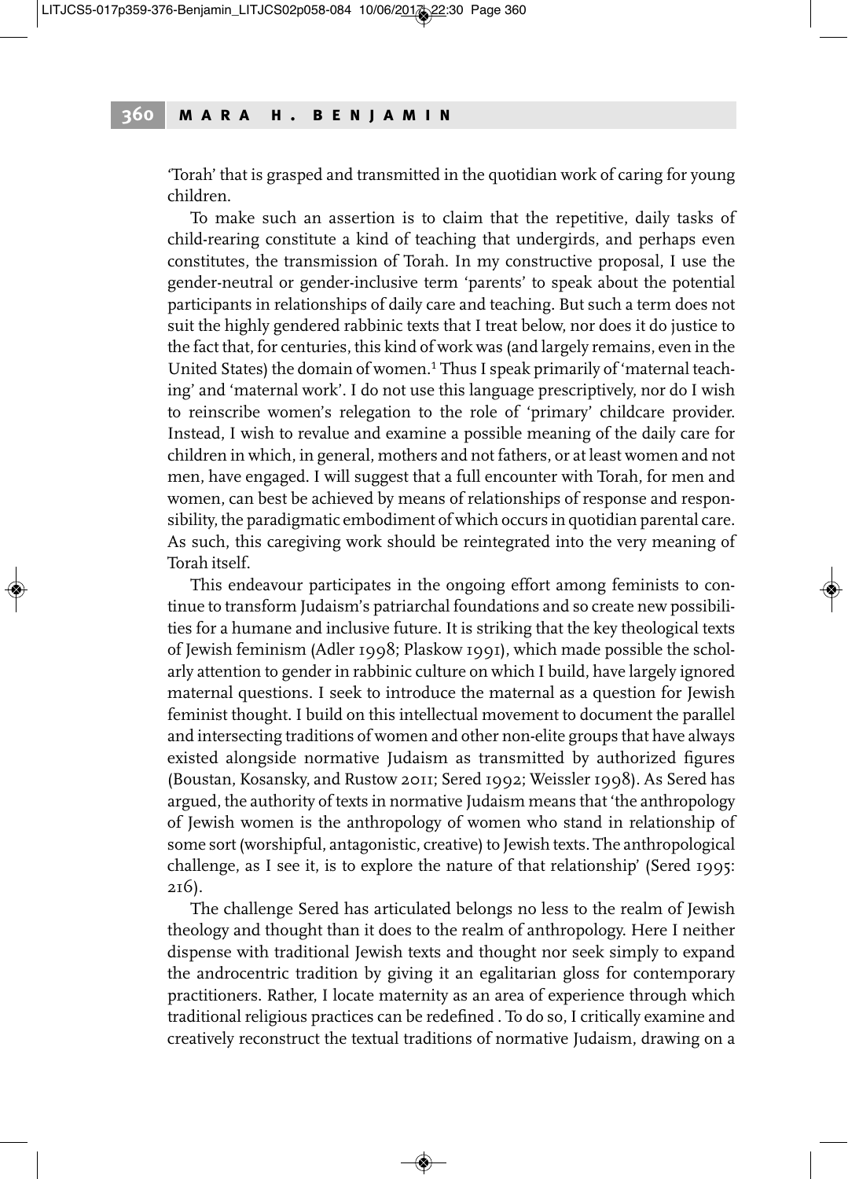'Torah' that is grasped and transmitted in the quotidian work of caring for young children.

To make such an assertion is to claim that the repetitive, daily tasks of child-rearing constitute a kind of teaching that undergirds, and perhaps even constitutes, the transmission of Torah. In my constructive proposal, I use the gender-neutral or gender-inclusive term 'parents' to speak about the potential participants in relationships of daily care and teaching. But such a term does not suit the highly gendered rabbinic texts that I treat below, nor does it do justice to the fact that, for centuries, this kind of work was (and largely remains, even in the United States) the domain of women.[1] Thus I speak primarily of 'maternal teaching' and 'maternal work'. I do not use this language prescriptively, nor do I wish to reinscribe women's relegation to the role of 'primary' childcare provider. Instead, I wish to revalue and examine a possible meaning of the daily care for children in which, in general, mothers and not fathers, or at least women and not men, have engaged. I will suggest that a full encounter with Torah, for men and women, can best be achieved by means of relationships of response and responsibility, the paradigmatic embodiment of which occurs in quotidian parental care. As such, this caregiving work should be reintegrated into the very meaning of Torah itself.

This endeavour participates in the ongoing effort among feminists to continue to transform Judaism's patriarchal foundations and so create new possibilities for a humane and inclusive future. It is striking that the key theological texts of Jewish feminism (Adler 1998; Plaskow 1991), which made possible the scholarly attention to gender in rabbinic culture on which I build, have largely ignored maternal questions. I seek to introduce the maternal as a question for Jewish feminist thought. I build on this intellectual movement to document the parallel and intersecting traditions of women and other non-elite groups that have always existed alongside normative Judaism as transmitted by authorized figures (Boustan, Kosansky, and Rustow 2011; Sered 1992; Weissler 1998). As Sered has argued, the authority of texts in normative Judaism means that 'the anthropology of Jewish women is the anthropology of women who stand in relationship of some sort (worshipful, antagonistic, creative) to Jewish texts. The anthropological challenge, as I see it, is to explore the nature of that relationship' (Sered 1995: 216).

The challenge Sered has articulated belongs no less to the realm of Jewish theology and thought than it does to the realm of anthropology. Here I neither dispense with traditional Jewish texts and thought nor seek simply to expand the androcentric tradition by giving it an egalitarian gloss for contemporary practitioners. Rather, I locate maternity as an area of experience through which traditional religious practices can be redefined . To do so, I critically examine and creatively reconstruct the textual traditions of normative Judaism, drawing on a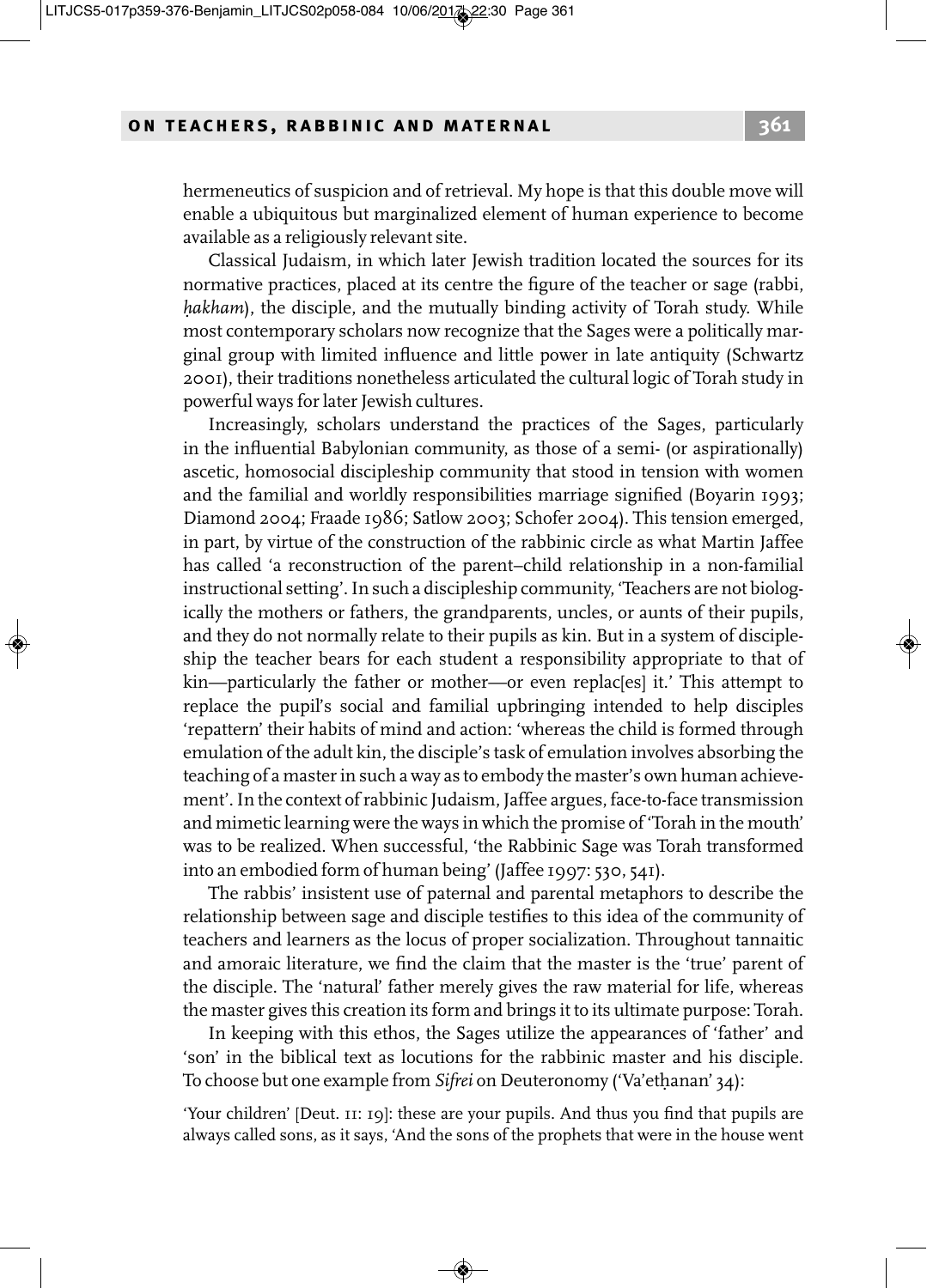hermeneutics of suspicion and of retrieval. My hope is that this double move will enable a ubiquitous but marginalized element of human experience to become available as a religiously relevant site.

Classical Judaism, in which later Jewish tradition located the sources for its normative practices, placed at its centre the figure of the teacher or sage (rabbi, *ḥakham*), the disciple, and the mutually binding activity of Torah study. While most contemporary scholars now recognize that the Sages were a politically marginal group with limited influence and little power in late antiquity (Schwartz 2001), their traditions nonetheless articulated the cultural logic of Torah study in powerful ways for later Jewish cultures.

Increasingly, scholars understand the practices of the Sages, particularly in the influential Babylonian community, as those of a semi- (or aspirationally) ascetic, homosocial discipleship community that stood in tension with women and the familial and worldly responsibilities marriage signified (Boyarin 1993; Diamond 2004; Fraade 1986; Satlow 2003; Schofer 2004). This tension emerged, in part, by virtue of the construction of the rabbinic circle as what Martin Jaffee has called 'a reconstruction of the parent–child relationship in a non-familial instructional setting'. In such a discipleship community, 'Teachers are not biologically the mothers or fathers, the grandparents, uncles, or aunts of their pupils, and they do not normally relate to their pupils as kin. But in a system of discipleship the teacher bears for each student a responsibility appropriate to that of kin—particularly the father or mother—or even replac[es] it.' This attempt to replace the pupil's social and familial upbringing intended to help disciples 'repattern' their habits of mind and action: 'whereas the child is formed through emulation of the adult kin, the disciple's task of emulation involves absorbing the teaching of a master in such a way as to embody the master's own human achievement'. In the context of rabbinic Judaism, Jaffee argues, face-to-face transmission and mimetic learning were the ways in which the promise of 'Torah in the mouth' was to be realized. When successful, 'the Rabbinic Sage was Torah transformed into an embodied form of human being' (Jaffee 1997: 530, 541).

The rabbis' insistent use of paternal and parental metaphors to describe the relationship between sage and disciple testifies to this idea of the community of teachers and learners as the locus of proper socialization. Throughout tannaitic and amoraic literature, we find the claim that the master is the 'true' parent of the disciple. The 'natural' father merely gives the raw material for life, whereas the master gives this creation its form and brings it to its ultimate purpose: Torah.

In keeping with this ethos, the Sages utilize the appearances of 'father' and 'son' in the biblical text as locutions for the rabbinic master and his disciple. To choose but one example from *Sifrei* on Deuteronomy ('Va'etḥanan' 34):

'Your children' [Deut. 11: 19]: these are your pupils. And thus you find that pupils are always called sons, as it says, 'And the sons of the prophets that were in the house went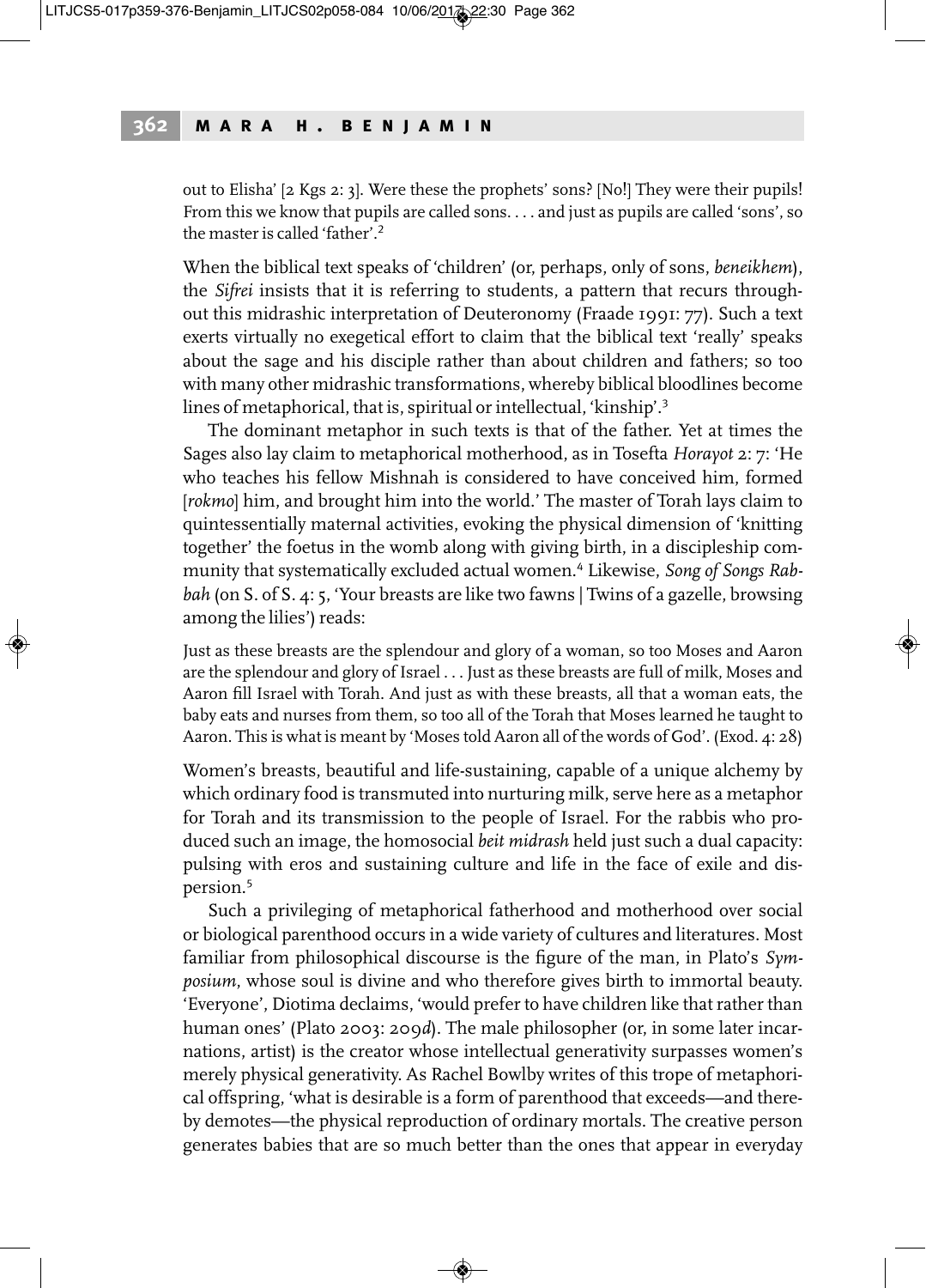out to Elisha' [2 Kgs 2: 3]. Were these the prophets' sons? [No!] They were their pupils! From this we know that pupils are called sons. . . . and just as pupils are called 'sons', so the master is called 'father'.[2]

When the biblical text speaks of 'children' (or, perhaps, only of sons, *beneikhem*), the *Sifrei* insists that it is referring to students, a pattern that recurs throughout this midrashic interpretation of Deuteronomy (Fraade 1991: 77). Such a text exerts virtually no exegetical effort to claim that the biblical text 'really' speaks about the sage and his disciple rather than about children and fathers; so too with many other midrashic transformations, whereby biblical bloodlines become lines of metaphorical, that is, spiritual or intellectual, 'kinship'.[3]

The dominant metaphor in such texts is that of the father. Yet at times the Sages also lay claim to metaphorical motherhood, as in Tosefta *Horayot* 2: 7: 'He who teaches his fellow Mishnah is considered to have conceived him, formed [*rokmo*] him, and brought him into the world.' The master of Torah lays claim to quintessentially maternal activities, evoking the physical dimension of 'knitting together' the foetus in the womb along with giving birth, in a discipleship community that systematically excluded actual women.[4] Likewise, *Song of Songs Rabbah* (on S. of S. 4: 5, 'Your breasts are like two fawns | Twins of a gazelle, browsing among the lilies') reads:

Just as these breasts are the splendour and glory of a woman, so too Moses and Aaron are the splendour and glory of Israel . . . Just as these breasts are full of milk, Moses and Aaron fill Israel with Torah. And just as with these breasts, all that a woman eats, the baby eats and nurses from them, so too all of the Torah that Moses learned he taught to Aaron. This is what is meant by 'Moses told Aaron all of the words of God'. (Exod. 4: 28)

Women's breasts, beautiful and life-sustaining, capable of a unique alchemy by which ordinary food is transmuted into nurturing milk, serve here as a metaphor for Torah and its transmission to the people of Israel. For the rabbis who produced such an image, the homosocial *beit midrash* held just such a dual capacity: pulsing with eros and sustaining culture and life in the face of exile and dispersion.[5]

Such a privileging of metaphorical fatherhood and motherhood over social or biological parenthood occurs in a wide variety of cultures and literatures. Most familiar from philosophical discourse is the figure of the man, in Plato's *Symposium*, whose soul is divine and who therefore gives birth to immortal beauty. 'Everyone', Diotima declaims, 'would prefer to have children like that rather than human ones' (Plato 2003: 209*d*). The male philosopher (or, in some later incarnations, artist) is the creator whose intellectual generativity surpasses women's merely physical generativity. As Rachel Bowlby writes of this trope of metaphorical offspring, 'what is desirable is a form of parenthood that exceeds—and thereby demotes—the physical reproduction of ordinary mortals. The creative person generates babies that are so much better than the ones that appear in everyday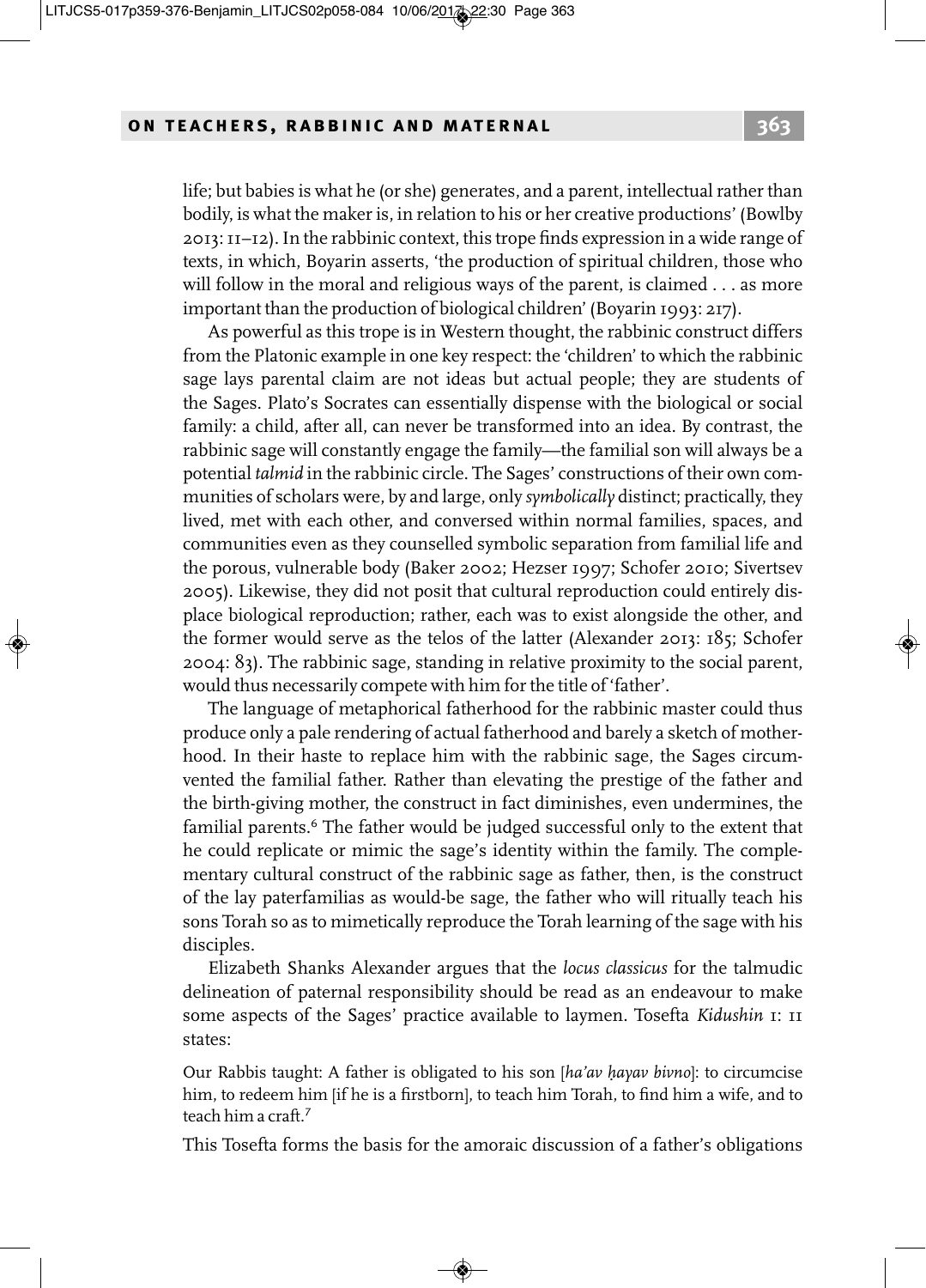life; but babies is what he (or she) generates, and a parent, intellectual rather than bodily, is what the maker is, in relation to his or her creative productions' (Bowlby 2013: 11–12). In the rabbinic context, this trope finds expression in a wide range of texts, in which, Boyarin asserts, 'the production of spiritual children, those who will follow in the moral and religious ways of the parent, is claimed . . . as more important than the production of biological children' (Boyarin 1993: 217).

As powerful as this trope is in Western thought, the rabbinic construct differs from the Platonic example in one key respect: the 'children' to which the rabbinic sage lays parental claim are not ideas but actual people; they are students of the Sages. Plato's Socrates can essentially dispense with the biological or social family: a child, after all, can never be transformed into an idea. By contrast, the rabbinic sage will constantly engage the family—the familial son will always be a potential *talmid* in the rabbinic circle. The Sages' constructions of their own communities of scholars were, by and large, only *symbolically* distinct; practically, they lived, met with each other, and conversed within normal families, spaces, and communities even as they counselled symbolic separation from familial life and the porous, vulnerable body (Baker 2002; Hezser 1997; Schofer 2010; Sivertsev 2005). Likewise, they did not posit that cultural reproduction could entirely displace biological reproduction; rather, each was to exist alongside the other, and the former would serve as the telos of the latter (Alexander 2013: 185; Schofer 2004: 83). The rabbinic sage, standing in relative proximity to the social parent, would thus necessarily compete with him for the title of 'father'.

The language of metaphorical fatherhood for the rabbinic master could thus produce only a pale rendering of actual fatherhood and barely a sketch of motherhood. In their haste to replace him with the rabbinic sage, the Sages circumvented the familial father. Rather than elevating the prestige of the father and the birth-giving mother, the construct in fact diminishes, even undermines, the familial parents.[6] The father would be judged successful only to the extent that he could replicate or mimic the sage's identity within the family. The complementary cultural construct of the rabbinic sage as father, then, is the construct of the lay paterfamilias as would-be sage, the father who will ritually teach his sons Torah so as to mimetically reproduce the Torah learning of the sage with his disciples.

Elizabeth Shanks Alexander argues that the *locus classicus* for the talmudic delineation of paternal responsibility should be read as an endeavour to make some aspects of the Sages' practice available to laymen. Tosefta *Kidushin* 1: 11 states:

> Our Rabbis taught: A father is obligated to his son [*ha'av ḥayav bivno*]: to circumcise him, to redeem him [if he is a firstborn], to teach him Torah, to find him a wife, and to teach him a craft.[7]

This Tosefta forms the basis for the amoraic discussion of a father's obligations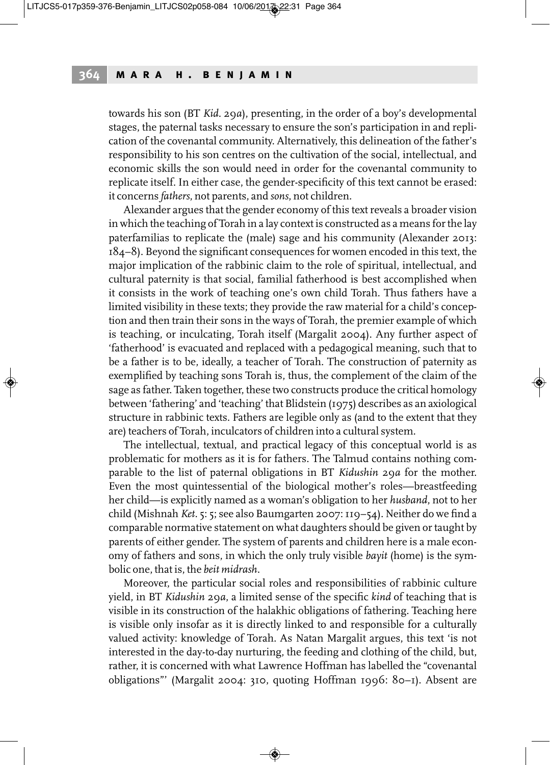towards his son (BT *Kid.* 29*a*), presenting, in the order of a boy's developmental stages, the paternal tasks necessary to ensure the son's participation in and replication of the covenantal community. Alternatively, this delineation of the father's responsibility to his son centres on the cultivation of the social, intellectual, and economic skills the son would need in order for the covenantal community to replicate itself. In either case, the gender-specificity of this text cannot be erased: it concerns *fathers*, not parents, and *sons*, not children.

Alexander argues that the gender economy of this text reveals a broader vision in which the teaching of Torah in a lay context is constructed as a means for the lay paterfamilias to replicate the (male) sage and his community (Alexander 2013: 184–8). Beyond the significant consequences for women encoded in this text, the major implication of the rabbinic claim to the role of spiritual, intellectual, and cultural paternity is that social, familial fatherhood is best accomplished when it consists in the work of teaching one's own child Torah. Thus fathers have a limited visibility in these texts; they provide the raw material for a child's conception and then train their sons in the ways of Torah, the premier example of which is teaching, or inculcating, Torah itself (Margalit 2004). Any further aspect of 'fatherhood' is evacuated and replaced with a pedagogical meaning, such that to be a father is to be, ideally, a teacher of Torah. The construction of paternity as exemplified by teaching sons Torah is, thus, the complement of the claim of the sage as father. Taken together, these two constructs produce the critical homology between 'fathering' and 'teaching' that Blidstein (1975) describes as an axiological structure in rabbinic texts. Fathers are legible only as (and to the extent that they are) teachers of Torah, inculcators of children into a cultural system.

The intellectual, textual, and practical legacy of this conceptual world is as problematic for mothers as it is for fathers. The Talmud contains nothing comparable to the list of paternal obligations in BT *Kidushin* 29*a* for the mother. Even the most quintessential of the biological mother's roles—breastfeeding her child—is explicitly named as a woman's obligation to her *husband*, not to her child (Mishnah *Ket.* 5: 5; see also Baumgarten 2007: 119–54). Neither do we find a comparable normative statement on what daughters should be given or taught by parents of either gender. The system of parents and children here is a male economy of fathers and sons, in which the only truly visible *bayit* (home) is the symbolic one, that is, the *beit midrash*.

Moreover, the particular social roles and responsibilities of rabbinic culture yield, in BT *Kidushin* 29*a*, a limited sense of the specific *kind* of teaching that is visible in its construction of the halakhic obligations of fathering. Teaching here is visible only insofar as it is directly linked to and responsible for a culturally valued activity: knowledge of Torah. As Natan Margalit argues, this text 'is not interested in the day-to-day nurturing, the feeding and clothing of the child, but, rather, it is concerned with what Lawrence Hoffman has labelled the "covenantal obligations"' (Margalit 2004: 310, quoting Hoffman 1996: 80–1). Absent are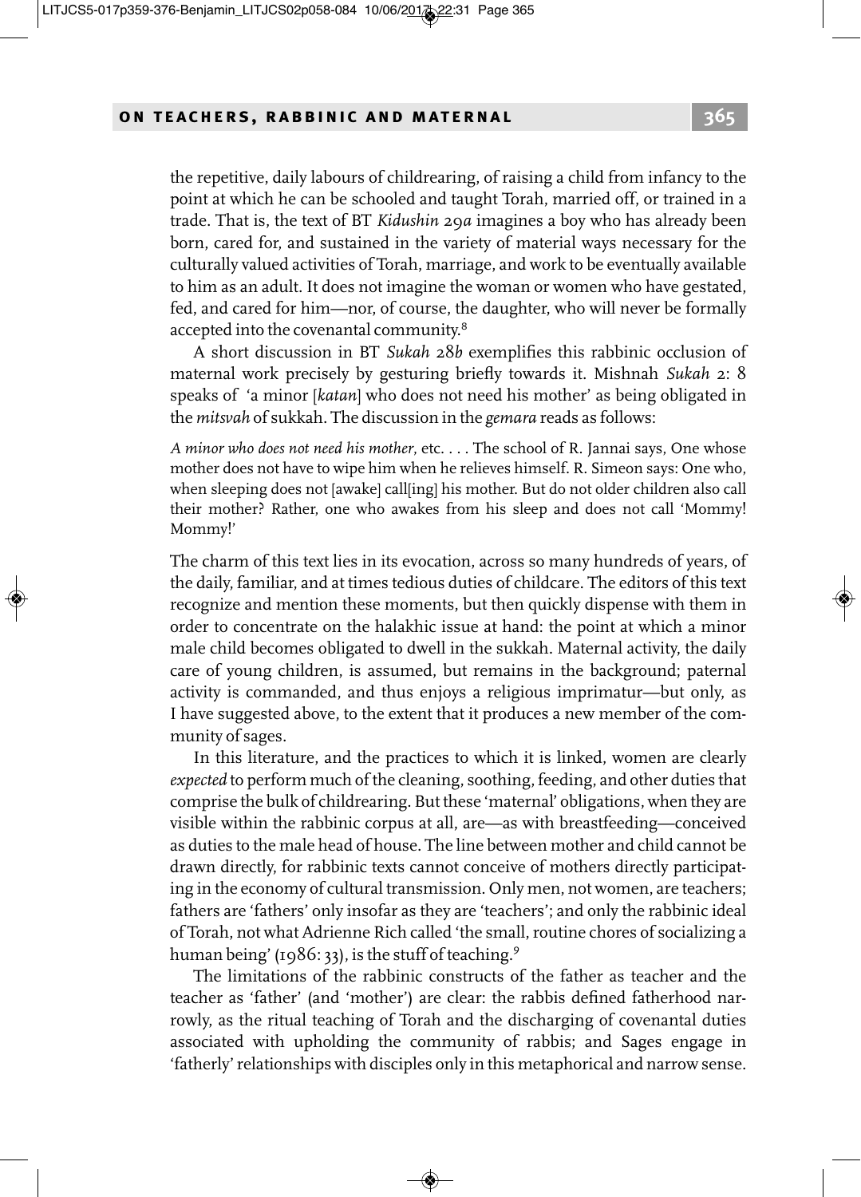the repetitive, daily labours of childrearing, of raising a child from infancy to the point at which he can be schooled and taught Torah, married off, or trained in a trade. That is, the text of BT *Kidushin* 29*a* imagines a boy who has already been born, cared for, and sustained in the variety of material ways necessary for the culturally valued activities of Torah, marriage, and work to be eventually available to him as an adult. It does not imagine the woman or women who have gestated, fed, and cared for him—nor, of course, the daughter, who will never be formally accepted into the covenantal community.[8]

A short discussion in BT *Sukah* 28*b* exemplifies this rabbinic occlusion of maternal work precisely by gesturing briefly towards it. Mishnah *Sukah* 2: 8 speaks of 'a minor [*katan*] who does not need his mother' as being obligated in the *mitsvah* of sukkah. The discussion in the *gemara* reads as follows:

> *A minor who does not need his mother*, etc. . . . The school of R. Jannai says, One whose mother does not have to wipe him when he relieves himself. R. Simeon says: One who, when sleeping does not [awake] call[ing] his mother. But do not older children also call their mother? Rather, one who awakes from his sleep and does not call 'Mommy! Mommy!'

The charm of this text lies in its evocation, across so many hundreds of years, of the daily, familiar, and at times tedious duties of childcare. The editors of this text recognize and mention these moments, but then quickly dispense with them in order to concentrate on the halakhic issue at hand: the point at which a minor male child becomes obligated to dwell in the sukkah. Maternal activity, the daily care of young children, is assumed, but remains in the background; paternal activity is commanded, and thus enjoys a religious imprimatur—but only, as I have suggested above, to the extent that it produces a new member of the community of sages.

In this literature, and the practices to which it is linked, women are clearly *expected* to perform much of the cleaning, soothing, feeding, and other duties that comprise the bulk of childrearing. But these 'maternal' obligations, when they are visible within the rabbinic corpus at all, are—as with breastfeeding—conceived as duties to the male head of house. The line between mother and child cannot be drawn directly, for rabbinic texts cannot conceive of mothers directly participating in the economy of cultural transmission. Only men, not women, are teachers; fathers are 'fathers' only insofar as they are 'teachers'; and only the rabbinic ideal of Torah, not what Adrienne Rich called 'the small, routine chores of socializing a human being' (1986: 33), is the stuff of teaching.[9]

The limitations of the rabbinic constructs of the father as teacher and the teacher as 'father' (and 'mother') are clear: the rabbis defined fatherhood narrowly, as the ritual teaching of Torah and the discharging of covenantal duties associated with upholding the community of rabbis; and Sages engage in 'fatherly' relationships with disciples only in this metaphorical and narrow sense.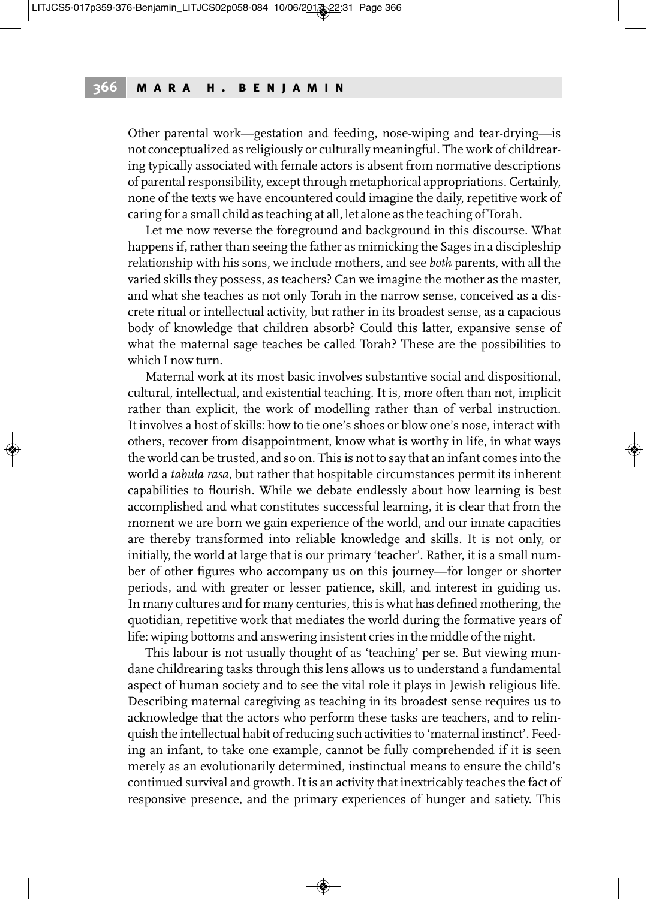Other parental work—gestation and feeding, nose-wiping and tear-drying—is not conceptualized as religiously or culturally meaningful. The work of childrearing typically associated with female actors is absent from normative descriptions of parental responsibility, except through metaphorical appropriations. Certainly, none of the texts we have encountered could imagine the daily, repetitive work of caring for a small child as teaching at all, let alone as the teaching of Torah.

Let me now reverse the foreground and background in this discourse. What happens if, rather than seeing the father as mimicking the Sages in a discipleship relationship with his sons, we include mothers, and see *both* parents, with all the varied skills they possess, as teachers? Can we imagine the mother as the master, and what she teaches as not only Torah in the narrow sense, conceived as a discrete ritual or intellectual activity, but rather in its broadest sense, as a capacious body of knowledge that children absorb? Could this latter, expansive sense of what the maternal sage teaches be called Torah? These are the possibilities to which I now turn.

Maternal work at its most basic involves substantive social and dispositional, cultural, intellectual, and existential teaching. It is, more often than not, implicit rather than explicit, the work of modelling rather than of verbal instruction. It involves a host of skills: how to tie one's shoes or blow one's nose, interact with others, recover from disappointment, know what is worthy in life, in what ways the world can be trusted, and so on. This is not to say that an infant comes into the world a *tabula rasa*, but rather that hospitable circumstances permit its inherent capabilities to flourish. While we debate endlessly about how learning is best accomplished and what constitutes successful learning, it is clear that from the moment we are born we gain experience of the world, and our innate capacities are thereby transformed into reliable knowledge and skills. It is not only, or initially, the world at large that is our primary 'teacher'. Rather, it is a small number of other figures who accompany us on this journey—for longer or shorter periods, and with greater or lesser patience, skill, and interest in guiding us. In many cultures and for many centuries, this is what has defined mothering, the quotidian, repetitive work that mediates the world during the formative years of life: wiping bottoms and answering insistent cries in the middle of the night.

This labour is not usually thought of as 'teaching' per se. But viewing mundane childrearing tasks through this lens allows us to understand a fundamental aspect of human society and to see the vital role it plays in Jewish religious life. Describing maternal caregiving as teaching in its broadest sense requires us to acknowledge that the actors who perform these tasks are teachers, and to relinquish the intellectual habit of reducing such activities to 'maternal instinct'. Feeding an infant, to take one example, cannot be fully comprehended if it is seen merely as an evolutionarily determined, instinctual means to ensure the child's continued survival and growth. It is an activity that inextricably teaches the fact of responsive presence, and the primary experiences of hunger and satiety. This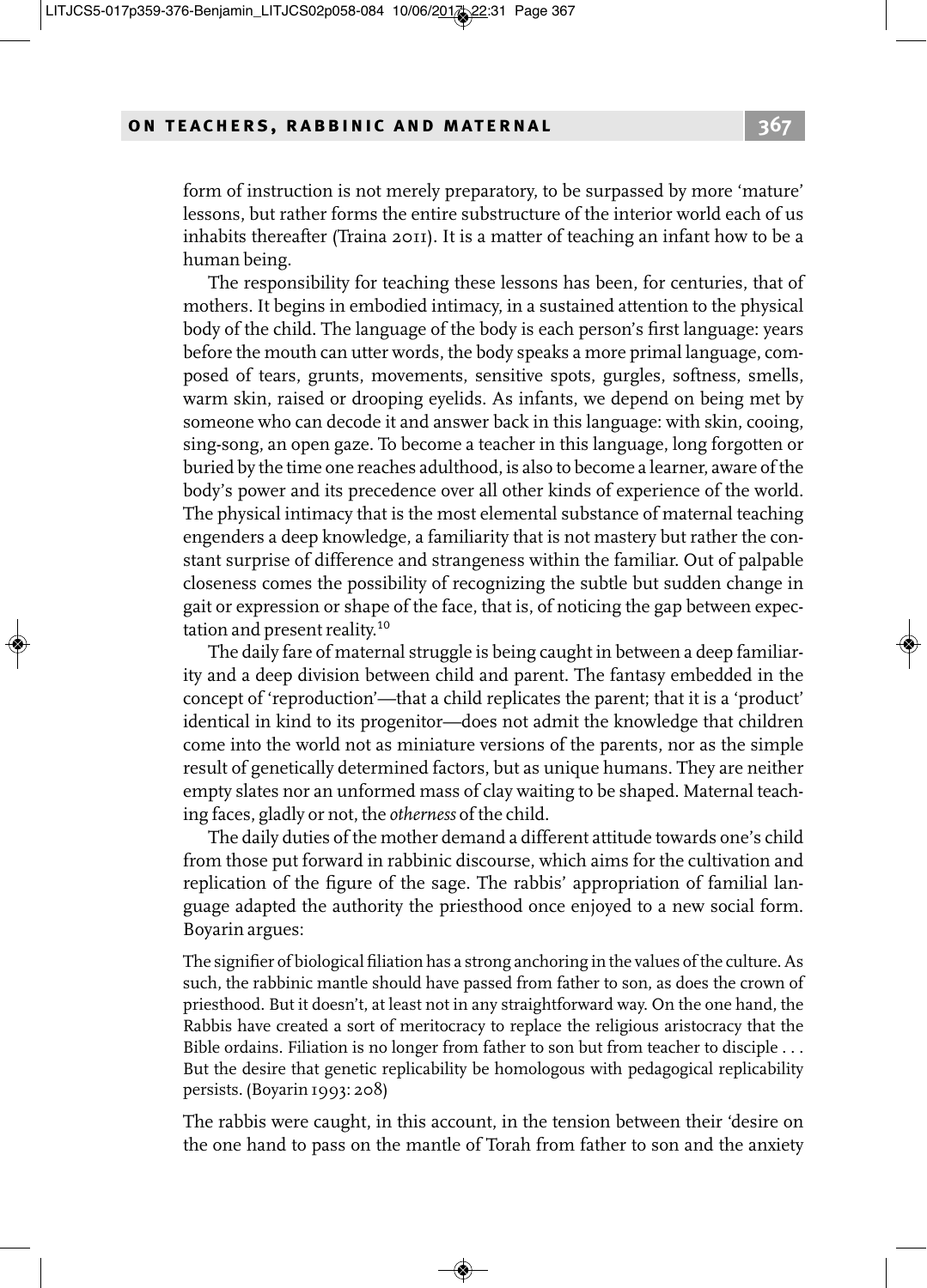form of instruction is not merely preparatory, to be surpassed by more 'mature' lessons, but rather forms the entire substructure of the interior world each of us inhabits thereafter (Traina 2011). It is a matter of teaching an infant how to be a human being.

The responsibility for teaching these lessons has been, for centuries, that of mothers. It begins in embodied intimacy, in a sustained attention to the physical body of the child. The language of the body is each person's first language: years before the mouth can utter words, the body speaks a more primal language, composed of tears, grunts, movements, sensitive spots, gurgles, softness, smells, warm skin, raised or drooping eyelids. As infants, we depend on being met by someone who can decode it and answer back in this language: with skin, cooing, sing-song, an open gaze. To become a teacher in this language, long forgotten or buried by the time one reaches adulthood, is also to become a learner, aware of the body's power and its precedence over all other kinds of experience of the world. The physical intimacy that is the most elemental substance of maternal teaching engenders a deep knowledge, a familiarity that is not mastery but rather the constant surprise of difference and strangeness within the familiar. Out of palpable closeness comes the possibility of recognizing the subtle but sudden change in gait or expression or shape of the face, that is, of noticing the gap between expectation and present reality.[10]

The daily fare of maternal struggle is being caught in between a deep familiarity and a deep division between child and parent. The fantasy embedded in the concept of 'reproduction'—that a child replicates the parent; that it is a 'product' identical in kind to its progenitor—does not admit the knowledge that children come into the world not as miniature versions of the parents, nor as the simple result of genetically determined factors, but as unique humans. They are neither empty slates nor an unformed mass of clay waiting to be shaped. Maternal teaching faces, gladly or not, the *otherness* of the child.

The daily duties of the mother demand a different attitude towards one's child from those put forward in rabbinic discourse, which aims for the cultivation and replication of the figure of the sage. The rabbis' appropriation of familial language adapted the authority the priesthood once enjoyed to a new social form. Boyarin argues:

> The signifier of biological filiation has a strong anchoring in the values of the culture. As such, the rabbinic mantle should have passed from father to son, as does the crown of priesthood. But it doesn't, at least not in any straightforward way. On the one hand, the Rabbis have created a sort of meritocracy to replace the religious aristocracy that the Bible ordains. Filiation is no longer from father to son but from teacher to disciple . . . But the desire that genetic replicability be homologous with pedagogical replicability persists. (Boyarin 1993: 208)

The rabbis were caught, in this account, in the tension between their 'desire on the one hand to pass on the mantle of Torah from father to son and the anxiety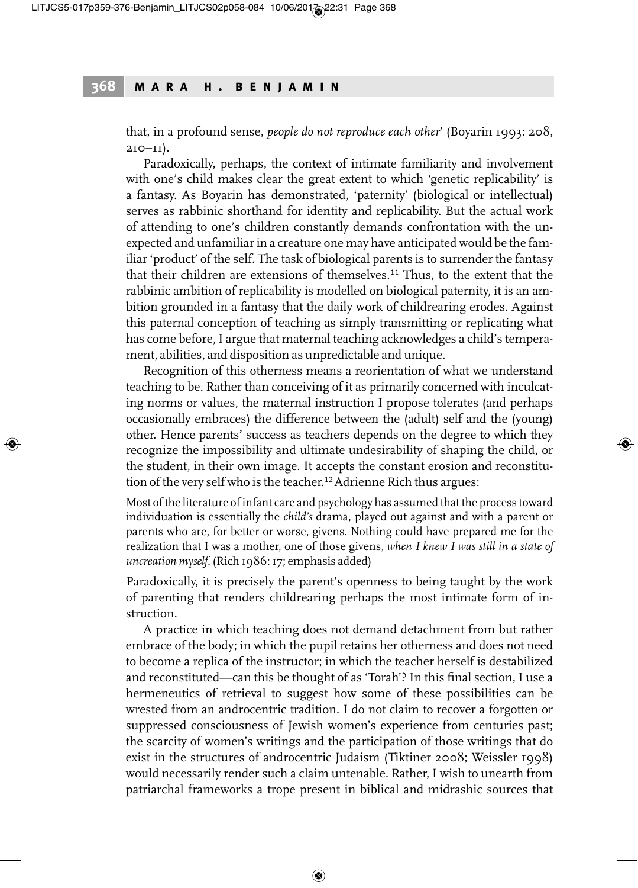that, in a profound sense, *people do not reproduce each other*' (Boyarin 1993: 208, 210–11).

Paradoxically, perhaps, the context of intimate familiarity and involvement with one's child makes clear the great extent to which 'genetic replicability' is a fantasy. As Boyarin has demonstrated, 'paternity' (biological or intellectual) serves as rabbinic shorthand for identity and replicability. But the actual work of attending to one's children constantly demands confrontation with the unexpected and unfamiliar in a creature one may have anticipated would be the familiar 'product' of the self. The task of biological parents is to surrender the fantasy that their children are extensions of themselves.[11] Thus, to the extent that the rabbinic ambition of replicability is modelled on biological paternity, it is an ambition grounded in a fantasy that the daily work of childrearing erodes. Against this paternal conception of teaching as simply transmitting or replicating what has come before, I argue that maternal teaching acknowledges a child's temperament, abilities, and disposition as unpredictable and unique.

Recognition of this otherness means a reorientation of what we understand teaching to be. Rather than conceiving of it as primarily concerned with inculcating norms or values, the maternal instruction I propose tolerates (and perhaps occasionally embraces) the difference between the (adult) self and the (young) other. Hence parents' success as teachers depends on the degree to which they recognize the impossibility and ultimate undesirability of shaping the child, or the student, in their own image. It accepts the constant erosion and reconstitution of the very self who is the teacher.[12] Adrienne Rich thus argues:

> Most of the literature of infant care and psychology has assumed that the process toward individuation is essentially the *child's* drama, played out against and with a parent or parents who are, for better or worse, givens. Nothing could have prepared me for the realization that I was a mother, one of those givens, *when I knew I was still in a state of uncreation myself*. (Rich 1986: 17; emphasis added)

Paradoxically, it is precisely the parent's openness to being taught by the work of parenting that renders childrearing perhaps the most intimate form of instruction.

A practice in which teaching does not demand detachment from but rather embrace of the body; in which the pupil retains her otherness and does not need to become a replica of the instructor; in which the teacher herself is destabilized and reconstituted—can this be thought of as 'Torah'? In this final section, I use a hermeneutics of retrieval to suggest how some of these possibilities can be wrested from an androcentric tradition. I do not claim to recover a forgotten or suppressed consciousness of Jewish women's experience from centuries past; the scarcity of women's writings and the participation of those writings that do exist in the structures of androcentric Judaism (Tiktiner 2008; Weissler 1998) would necessarily render such a claim untenable. Rather, I wish to unearth from patriarchal frameworks a trope present in biblical and midrashic sources that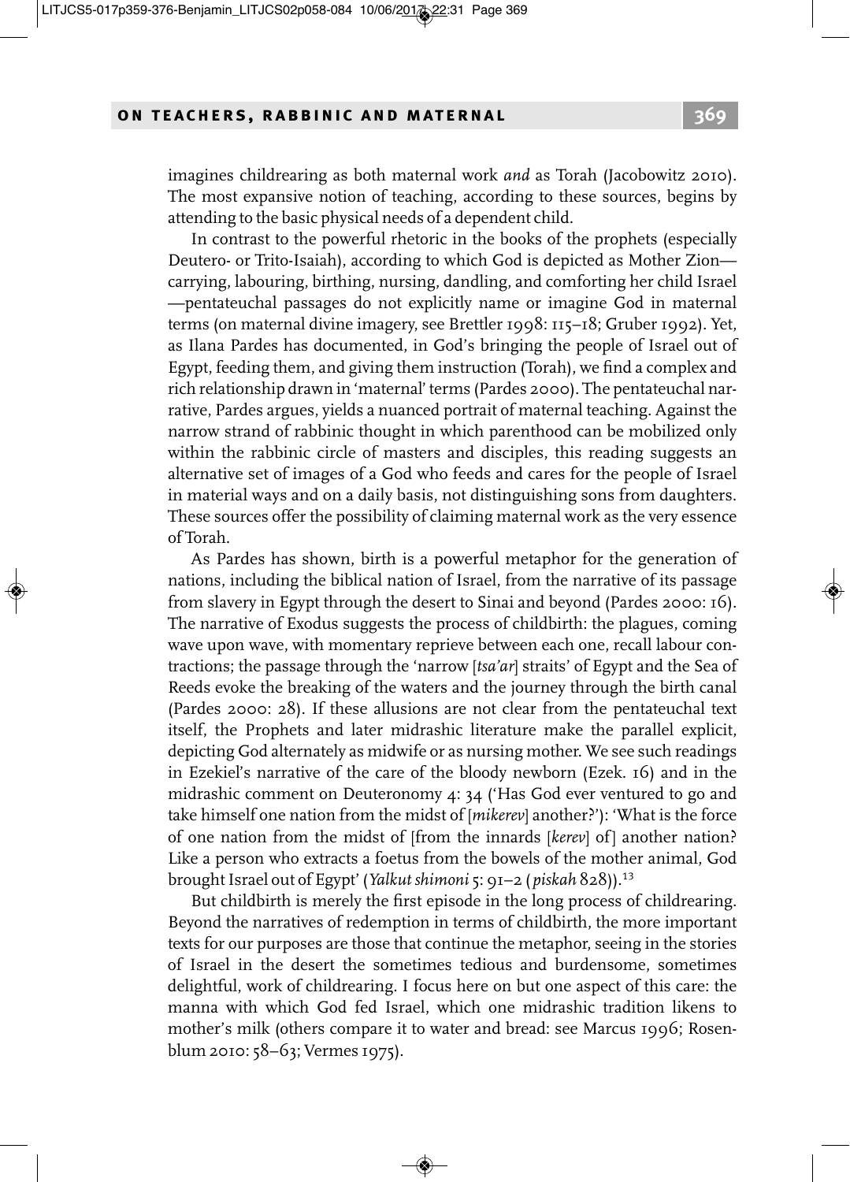imagines childrearing as both maternal work *and* as Torah (Jacobowitz 2010). The most expansive notion of teaching, according to these sources, begins by attending to the basic physical needs of a dependent child.

In contrast to the powerful rhetoric in the books of the prophets (especially Deutero- or Trito-Isaiah), according to which God is depicted as Mother Zion—carrying, labouring, birthing, nursing, dandling, and comforting her child Israel—pentateuchal passages do not explicitly name or imagine God in maternal terms (on maternal divine imagery, see Brettler 1998: 115–18; Gruber 1992). Yet, as Ilana Pardes has documented, in God's bringing the people of Israel out of Egypt, feeding them, and giving them instruction (Torah), we find a complex and rich relationship drawn in 'maternal' terms (Pardes 2000). The pentateuchal narrative, Pardes argues, yields a nuanced portrait of maternal teaching. Against the narrow strand of rabbinic thought in which parenthood can be mobilized only within the rabbinic circle of masters and disciples, this reading suggests an alternative set of images of a God who feeds and cares for the people of Israel in material ways and on a daily basis, not distinguishing sons from daughters. These sources offer the possibility of claiming maternal work as the very essence of Torah.

As Pardes has shown, birth is a powerful metaphor for the generation of nations, including the biblical nation of Israel, from the narrative of its passage from slavery in Egypt through the desert to Sinai and beyond (Pardes 2000: 16). The narrative of Exodus suggests the process of childbirth: the plagues, coming wave upon wave, with momentary reprieve between each one, recall labour contractions; the passage through the 'narrow [*tsa'ar*] straits' of Egypt and the Sea of Reeds evoke the breaking of the waters and the journey through the birth canal (Pardes 2000: 28). If these allusions are not clear from the pentateuchal text itself, the Prophets and later midrashic literature make the parallel explicit, depicting God alternately as midwife or as nursing mother. We see such readings in Ezekiel's narrative of the care of the bloody newborn (Ezek. 16) and in the midrashic comment on Deuteronomy 4: 34 ('Has God ever ventured to go and take himself one nation from the midst of [*mikerev*] another?'): 'What is the force of one nation from the midst of [from the innards [*kerev*] of] another nation? Like a person who extracts a foetus from the bowels of the mother animal, God brought Israel out of Egypt' (*Yalkut shimoni* 5: 91–2 (*piskah* 828)).[13]

But childbirth is merely the first episode in the long process of childrearing. Beyond the narratives of redemption in terms of childbirth, the more important texts for our purposes are those that continue the metaphor, seeing in the stories of Israel in the desert the sometimes tedious and burdensome, sometimes delightful, work of childrearing. I focus here on but one aspect of this care: the manna with which God fed Israel, which one midrashic tradition likens to mother's milk (others compare it to water and bread: see Marcus 1996; Rosenblum 2010: 58–63; Vermes 1975).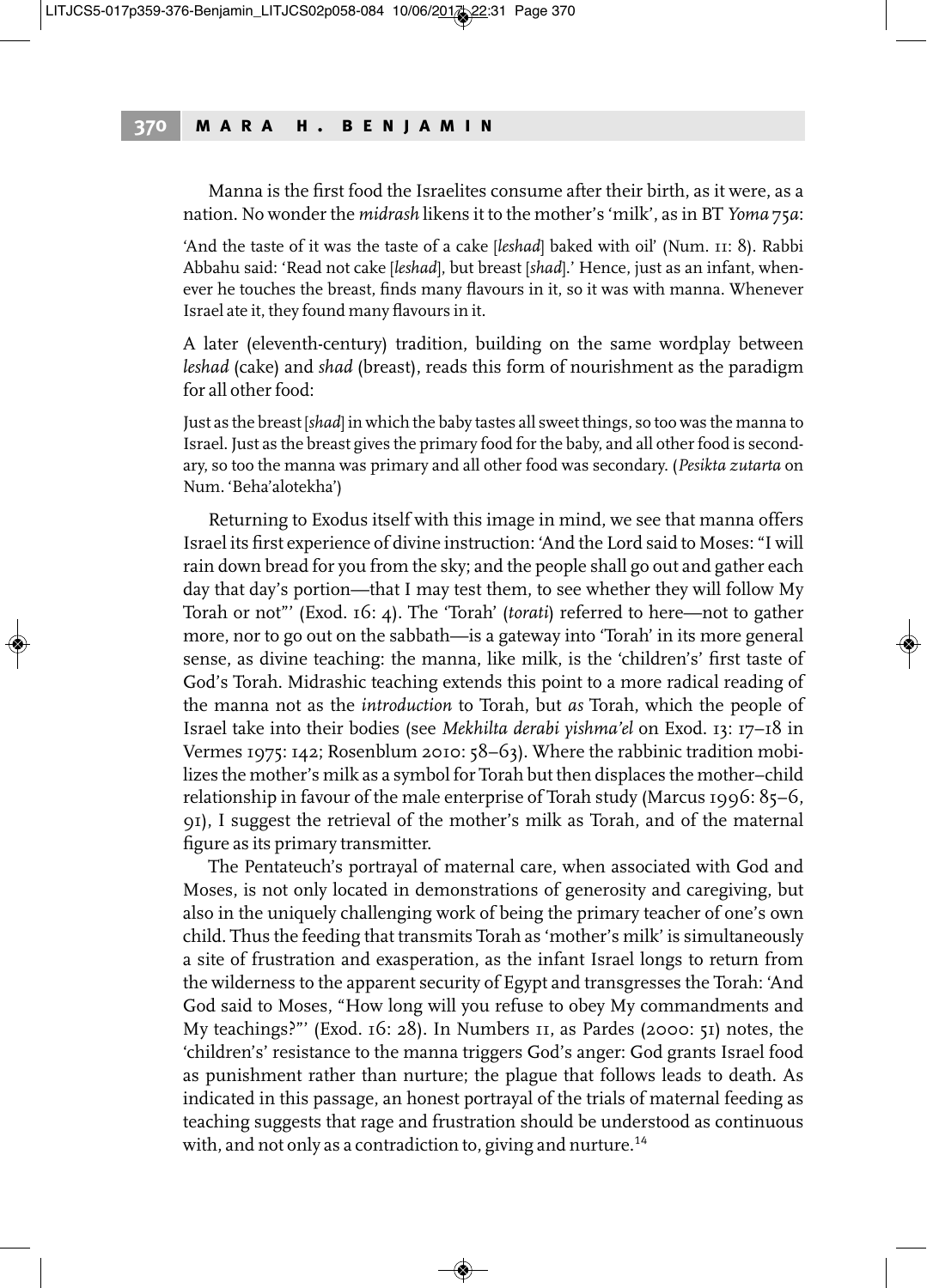Manna is the first food the Israelites consume after their birth, as it were, as a nation. No wonder the *midrash* likens it to the mother's 'milk', as in BT *Yoma* 75*a*:

> 'And the taste of it was the taste of a cake [*leshad*] baked with oil' (Num. 11: 8). Rabbi Abbahu said: 'Read not cake [*leshad*], but breast [*shad*].' Hence, just as an infant, whenever he touches the breast, finds many flavours in it, so it was with manna. Whenever Israel ate it, they found many flavours in it.

A later (eleventh-century) tradition, building on the same wordplay between *leshad* (cake) and *shad* (breast), reads this form of nourishment as the paradigm for all other food:

> Just as the breast [*shad*] in which the baby tastes all sweet things, so too was the manna to Israel. Just as the breast gives the primary food for the baby, and all other food is secondary, so too the manna was primary and all other food was secondary. (*Pesikta zutarta* on Num. 'Beha'alotekha')

Returning to Exodus itself with this image in mind, we see that manna offers Israel its first experience of divine instruction: 'And the Lord said to Moses: "I will rain down bread for you from the sky; and the people shall go out and gather each day that day's portion—that I may test them, to see whether they will follow My Torah or not"' (Exod. 16: 4). The 'Torah' (*torati*) referred to here—not to gather more, nor to go out on the sabbath—is a gateway into 'Torah' in its more general sense, as divine teaching: the manna, like milk, is the 'children's' first taste of God's Torah. Midrashic teaching extends this point to a more radical reading of the manna not as the *introduction* to Torah, but *as* Torah, which the people of Israel take into their bodies (see *Mekhilta derabi yishma'el* on Exod. 13: 17–18 in Vermes 1975: 142; Rosenblum 2010: 58–63). Where the rabbinic tradition mobilizes the mother's milk as a symbol for Torah but then displaces the mother–child relationship in favour of the male enterprise of Torah study (Marcus 1996: 85–6, 91), I suggest the retrieval of the mother's milk as Torah, and of the maternal figure as its primary transmitter.

The Pentateuch's portrayal of maternal care, when associated with God and Moses, is not only located in demonstrations of generosity and caregiving, but also in the uniquely challenging work of being the primary teacher of one's own child. Thus the feeding that transmits Torah as 'mother's milk' is simultaneously a site of frustration and exasperation, as the infant Israel longs to return from the wilderness to the apparent security of Egypt and transgresses the Torah: 'And God said to Moses, "How long will you refuse to obey My commandments and My teachings?"' (Exod. 16: 28). In Numbers 11, as Pardes (2000: 51) notes, the 'children's' resistance to the manna triggers God's anger: God grants Israel food as punishment rather than nurture; the plague that follows leads to death. As indicated in this passage, an honest portrayal of the trials of maternal feeding as teaching suggests that rage and frustration should be understood as continuous with, and not only as a contradiction to, giving and nurture.[14]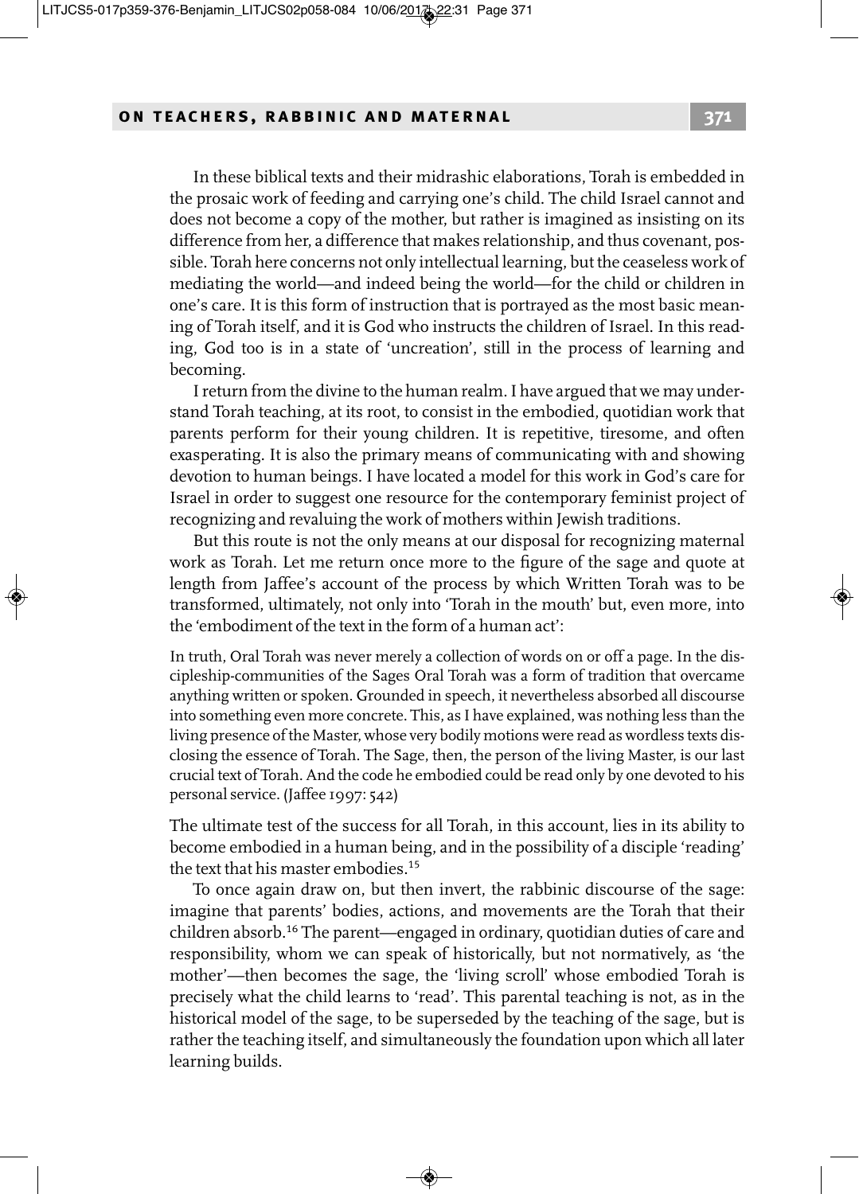In these biblical texts and their midrashic elaborations, Torah is embedded in the prosaic work of feeding and carrying one's child. The child Israel cannot and does not become a copy of the mother, but rather is imagined as insisting on its difference from her, a difference that makes relationship, and thus covenant, possible. Torah here concerns not only intellectual learning, but the ceaseless work of mediating the world—and indeed being the world—for the child or children in one's care. It is this form of instruction that is portrayed as the most basic meaning of Torah itself, and it is God who instructs the children of Israel. In this reading, God too is in a state of 'uncreation', still in the process of learning and becoming.

I return from the divine to the human realm. I have argued that we may understand Torah teaching, at its root, to consist in the embodied, quotidian work that parents perform for their young children. It is repetitive, tiresome, and often exasperating. It is also the primary means of communicating with and showing devotion to human beings. I have located a model for this work in God's care for Israel in order to suggest one resource for the contemporary feminist project of recognizing and revaluing the work of mothers within Jewish traditions.

But this route is not the only means at our disposal for recognizing maternal work as Torah. Let me return once more to the figure of the sage and quote at length from Jaffee's account of the process by which Written Torah was to be transformed, ultimately, not only into 'Torah in the mouth' but, even more, into the 'embodiment of the text in the form of a human act':

> In truth, Oral Torah was never merely a collection of words on or off a page. In the discipleship-communities of the Sages Oral Torah was a form of tradition that overcame anything written or spoken. Grounded in speech, it nevertheless absorbed all discourse into something even more concrete. This, as I have explained, was nothing less than the living presence of the Master, whose very bodily motions were read as wordless texts disclosing the essence of Torah. The Sage, then, the person of the living Master, is our last crucial text of Torah. And the code he embodied could be read only by one devoted to his personal service. (Jaffee 1997: 542)

The ultimate test of the success for all Torah, in this account, lies in its ability to become embodied in a human being, and in the possibility of a disciple 'reading' the text that his master embodies.[15]

To once again draw on, but then invert, the rabbinic discourse of the sage: imagine that parents' bodies, actions, and movements are the Torah that their children absorb.[16] The parent—engaged in ordinary, quotidian duties of care and responsibility, whom we can speak of historically, but not normatively, as 'the mother'—then becomes the sage, the 'living scroll' whose embodied Torah is precisely what the child learns to 'read'. This parental teaching is not, as in the historical model of the sage, to be superseded by the teaching of the sage, but is rather the teaching itself, and simultaneously the foundation upon which all later learning builds.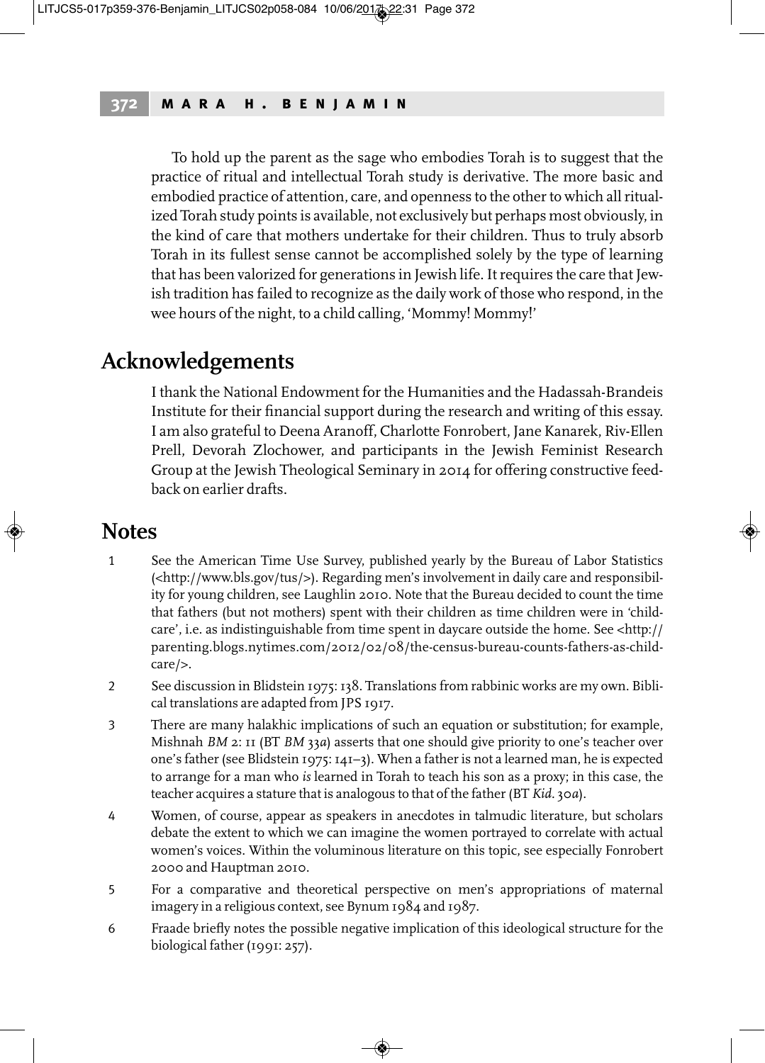To hold up the parent as the sage who embodies Torah is to suggest that the practice of ritual and intellectual Torah study is derivative. The more basic and embodied practice of attention, care, and openness to the other to which all ritualized Torah study points is available, not exclusively but perhaps most obviously, in the kind of care that mothers undertake for their children. Thus to truly absorb Torah in its fullest sense cannot be accomplished solely by the type of learning that has been valorized for generations in Jewish life. It requires the care that Jewish tradition has failed to recognize as the daily work of those who respond, in the wee hours of the night, to a child calling, 'Mommy! Mommy!'

## Acknowledgements

I thank the National Endowment for the Humanities and the Hadassah-Brandeis Institute for their financial support during the research and writing of this essay. I am also grateful to Deena Aranoff, Charlotte Fonrobert, Jane Kanarek, Riv-Ellen Prell, Devorah Zlochower, and participants in the Jewish Feminist Research Group at the Jewish Theological Seminary in 2014 for offering constructive feedback on earlier drafts.

## Notes

1. See the American Time Use Survey, published yearly by the Bureau of Labor Statistics (<http://www.bls.gov/tus/>). Regarding men's involvement in daily care and responsibility for young children, see Laughlin 2010. Note that the Bureau decided to count the time that fathers (but not mothers) spent with their children as time children were in 'childcare', i.e. as indistinguishable from time spent in daycare outside the home. See <http://parenting.blogs.nytimes.com/2012/02/08/the-census-bureau-counts-fathers-as-childcare/>.
2. See discussion in Blidstein 1975: 138. Translations from rabbinic works are my own. Biblical translations are adapted from JPS 1917.
3. There are many halakhic implications of such an equation or substitution; for example, Mishnah *BM* 2: 11 (BT *BM* 33*a*) asserts that one should give priority to one's teacher over one's father (see Blidstein 1975: 141–3). When a father is not a learned man, he is expected to arrange for a man who *is* learned in Torah to teach his son as a proxy; in this case, the teacher acquires a stature that is analogous to that of the father (BT *Kid.* 30*a*).
4. Women, of course, appear as speakers in anecdotes in talmudic literature, but scholars debate the extent to which we can imagine the women portrayed to correlate with actual women's voices. Within the voluminous literature on this topic, see especially Fonrobert 2000 and Hauptman 2010.
5. For a comparative and theoretical perspective on men's appropriations of maternal imagery in a religious context, see Bynum 1984 and 1987.
6. Fraade briefly notes the possible negative implication of this ideological structure for the biological father (1991: 257).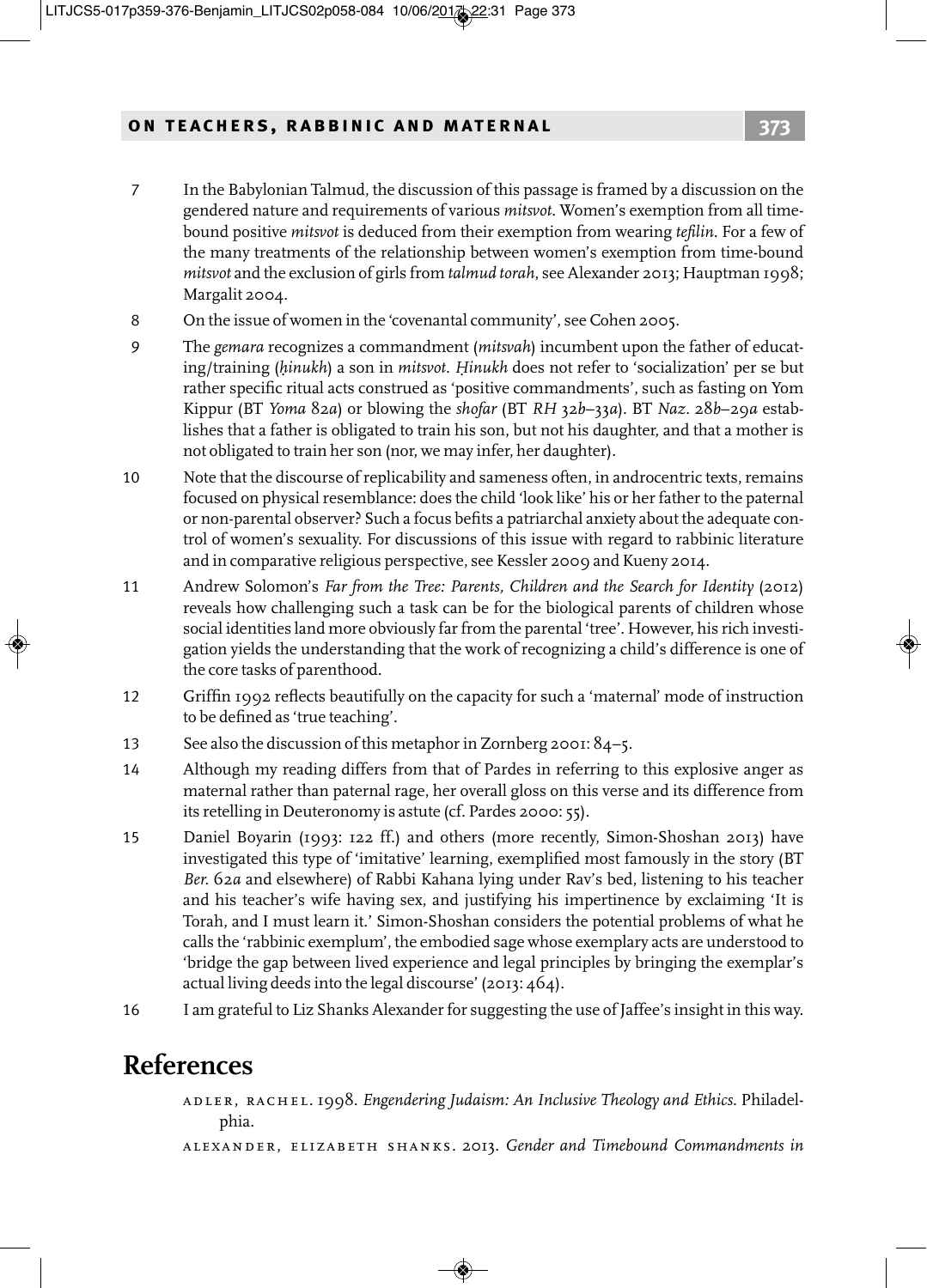7 In the Babylonian Talmud, the discussion of this passage is framed by a discussion on the gendered nature and requirements of various *mitsvot*. Women's exemption from all time-bound positive *mitsvot* is deduced from their exemption from wearing *tefilin*. For a few of the many treatments of the relationship between women's exemption from time-bound *mitsvot* and the exclusion of girls from *talmud torah*, see Alexander 2013; Hauptman 1998; Margalit 2004.

8 On the issue of women in the 'covenantal community', see Cohen 2005.

9 The *gemara* recognizes a commandment (*mitsvah*) incumbent upon the father of educating/training (*ḥinukh*) a son in *mitsvot*. *Ḥinukh* does not refer to 'socialization' per se but rather specific ritual acts construed as 'positive commandments', such as fasting on Yom Kippur (BT *Yoma* 82*a*) or blowing the *shofar* (BT *RH* 32*b*–33*a*). BT *Naz*. 28*b*–29*a* establishes that a father is obligated to train his son, but not his daughter, and that a mother is not obligated to train her son (nor, we may infer, her daughter).

10 Note that the discourse of replicability and sameness often, in androcentric texts, remains focused on physical resemblance: does the child 'look like' his or her father to the paternal or non-parental observer? Such a focus befits a patriarchal anxiety about the adequate control of women's sexuality. For discussions of this issue with regard to rabbinic literature and in comparative religious perspective, see Kessler 2009 and Kueny 2014.

11 Andrew Solomon's *Far from the Tree: Parents, Children and the Search for Identity* (2012) reveals how challenging such a task can be for the biological parents of children whose social identities land more obviously far from the parental 'tree'. However, his rich investigation yields the understanding that the work of recognizing a child's difference is one of the core tasks of parenthood.

12 Griffin 1992 reflects beautifully on the capacity for such a 'maternal' mode of instruction to be defined as 'true teaching'.

13 See also the discussion of this metaphor in Zornberg 2001: 84–5.

14 Although my reading differs from that of Pardes in referring to this explosive anger as maternal rather than paternal rage, her overall gloss on this verse and its difference from its retelling in Deuteronomy is astute (cf. Pardes 2000: 55).

15 Daniel Boyarin (1993: 122 ff.) and others (more recently, Simon-Shoshan 2013) have investigated this type of 'imitative' learning, exemplified most famously in the story (BT *Ber*. 62*a* and elsewhere) of Rabbi Kahana lying under Rav's bed, listening to his teacher and his teacher's wife having sex, and justifying his impertinence by exclaiming 'It is Torah, and I must learn it.' Simon-Shoshan considers the potential problems of what he calls the 'rabbinic exemplum', the embodied sage whose exemplary acts are understood to 'bridge the gap between lived experience and legal principles by bringing the exemplar's actual living deeds into the legal discourse' (2013: 464).

16 I am grateful to Liz Shanks Alexander for suggesting the use of Jaffee's insight in this way.

# References

Adler, Rachel. 1998. *Engendering Judaism: An Inclusive Theology and Ethics*. Philadelphia.

Alexander, Elizabeth Shanks. 2013. *Gender and Timebound Commandments in*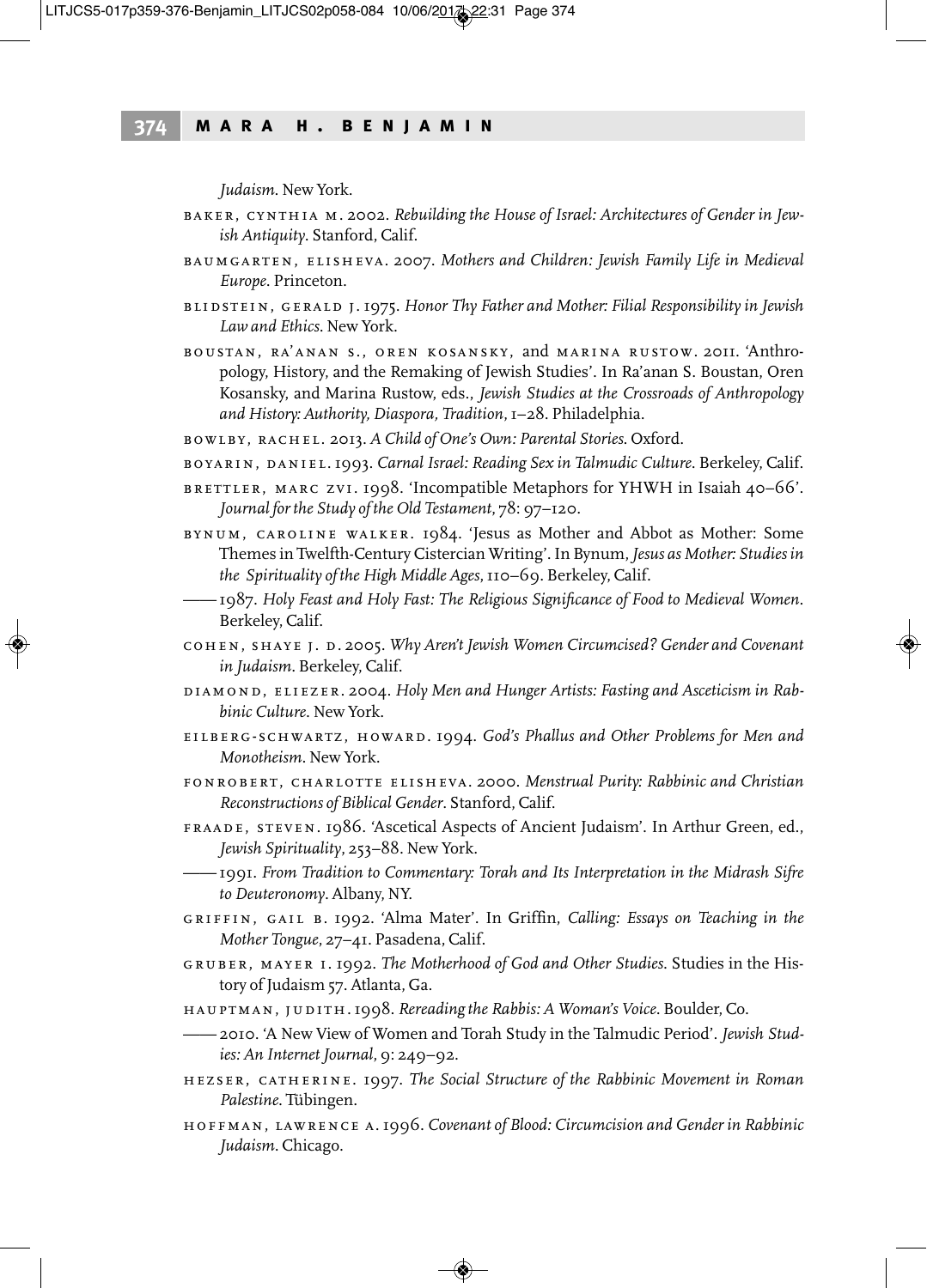*Judaism*. New York.

BAKER, CYNTHIA M. 2002. *Rebuilding the House of Israel: Architectures of Gender in Jewish Antiquity*. Stanford, Calif.

BAUMGARTEN, ELISHEVA. 2007. *Mothers and Children: Jewish Family Life in Medieval Europe*. Princeton.

BLIDSTEIN, GERALD J. 1975. *Honor Thy Father and Mother: Filial Responsibility in Jewish Law and Ethics*. New York.

BOUSTAN, RA'ANAN S., OREN KOSANSKY, and MARINA RUSTOW. 2011. 'Anthropology, History, and the Remaking of Jewish Studies'. In Ra'anan S. Boustan, Oren Kosansky, and Marina Rustow, eds., *Jewish Studies at the Crossroads of Anthropology and History: Authority, Diaspora, Tradition*, 1–28. Philadelphia.

BOWLBY, RACHEL. 2013. *A Child of One's Own: Parental Stories*. Oxford.

BOYARIN, DANIEL. 1993. *Carnal Israel: Reading Sex in Talmudic Culture*. Berkeley, Calif.

BRETTLER, MARC ZVI. 1998. 'Incompatible Metaphors for YHWH in Isaiah 40–66'. *Journal for the Study of the Old Testament*, 78: 97–120.

BYNUM, CAROLINE WALKER. 1984. 'Jesus as Mother and Abbot as Mother: Some Themes in Twelfth-Century Cistercian Writing'. In Bynum, *Jesus as Mother: Studies in the Spirituality of the High Middle Ages*, 110–69. Berkeley, Calif.

—— 1987. *Holy Feast and Holy Fast: The Religious Significance of Food to Medieval Women*. Berkeley, Calif.

COHEN, SHAYE J. D. 2005. *Why Aren't Jewish Women Circumcised? Gender and Covenant in Judaism*. Berkeley, Calif.

DIAMOND, ELIEZER. 2004. *Holy Men and Hunger Artists: Fasting and Asceticism in Rabbinic Culture*. New York.

EILBERG-SCHWARTZ, HOWARD. 1994. *God's Phallus and Other Problems for Men and Monotheism*. New York.

FONROBERT, CHARLOTTE ELISHEVA. 2000. *Menstrual Purity: Rabbinic and Christian Reconstructions of Biblical Gender*. Stanford, Calif.

FRAADE, STEVEN. 1986. 'Ascetical Aspects of Ancient Judaism'. In Arthur Green, ed., *Jewish Spirituality*, 253–88. New York.

—— 1991. *From Tradition to Commentary: Torah and Its Interpretation in the Midrash Sifre to Deuteronomy*. Albany, NY.

GRIFFIN, GAIL B. 1992. 'Alma Mater'. In Griffin, *Calling: Essays on Teaching in the Mother Tongue*, 27–41. Pasadena, Calif.

GRUBER, MAYER I. 1992. *The Motherhood of God and Other Studies*. Studies in the History of Judaism 57. Atlanta, Ga.

HAUPTMAN, JUDITH. 1998. *Rereading the Rabbis: A Woman's Voice*. Boulder, Co.

—— 2010. 'A New View of Women and Torah Study in the Talmudic Period'. *Jewish Studies: An Internet Journal*, 9: 249–92.

HEZSER, CATHERINE. 1997. *The Social Structure of the Rabbinic Movement in Roman Palestine*. Tübingen.

HOFFMAN, LAWRENCE A. 1996. *Covenant of Blood: Circumcision and Gender in Rabbinic Judaism*. Chicago.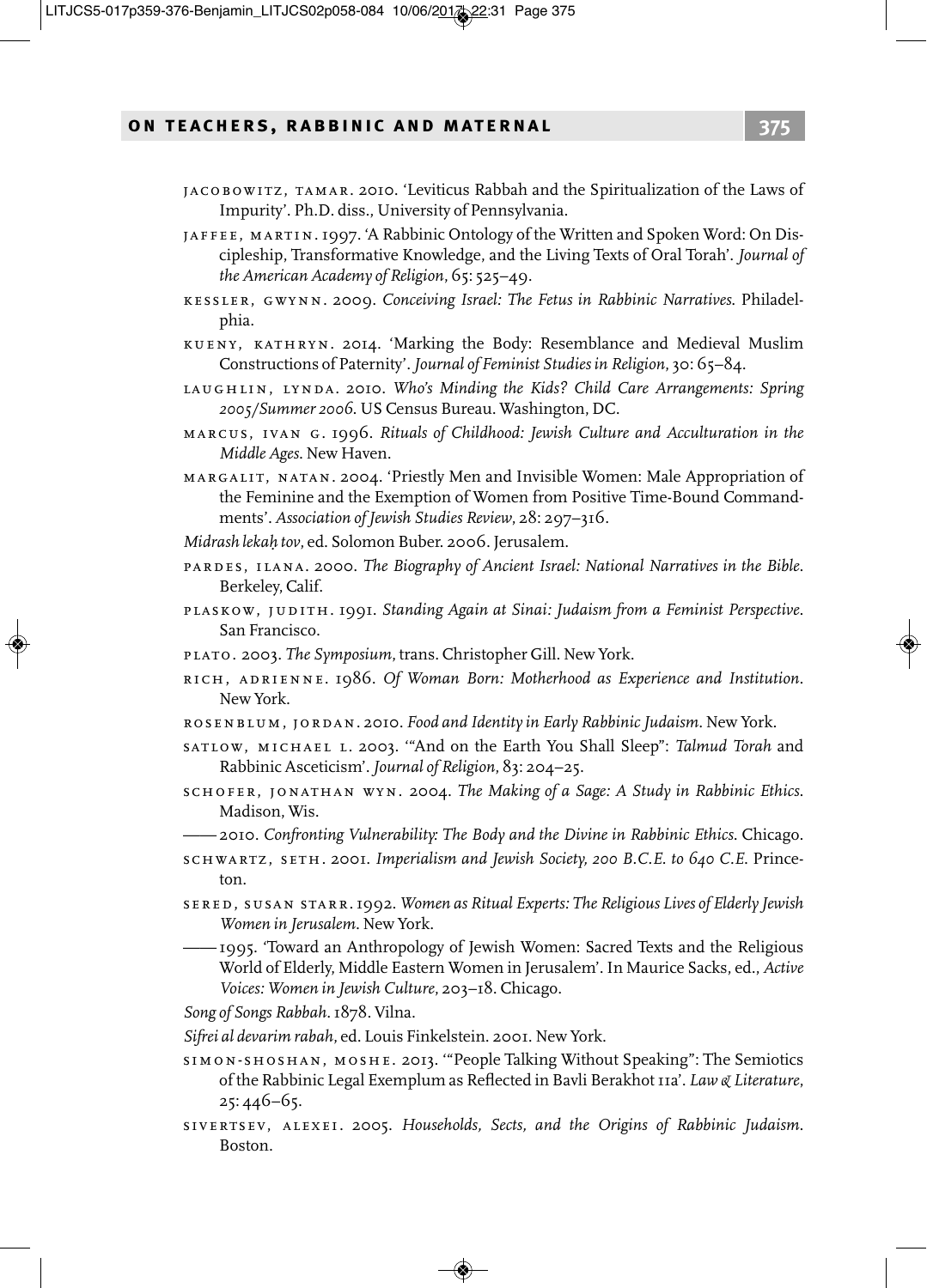JACOBOWITZ, TAMAR. 2010. 'Leviticus Rabbah and the Spiritualization of the Laws of Impurity'. Ph.D. diss., University of Pennsylvania.

JAFFEE, MARTIN. 1997. 'A Rabbinic Ontology of the Written and Spoken Word: On Discipleship, Transformative Knowledge, and the Living Texts of Oral Torah'. *Journal of the American Academy of Religion*, 65: 525–49.

KESSLER, GWYNN. 2009. *Conceiving Israel: The Fetus in Rabbinic Narratives*. Philadelphia.

KUENY, KATHRYN. 2014. 'Marking the Body: Resemblance and Medieval Muslim Constructions of Paternity'. *Journal of Feminist Studies in Religion*, 30: 65–84.

LAUGHLIN, LYNDA. 2010. *Who's Minding the Kids? Child Care Arrangements: Spring 2005/Summer 2006*. US Census Bureau. Washington, DC.

MARCUS, IVAN G. 1996. *Rituals of Childhood: Jewish Culture and Acculturation in the Middle Ages*. New Haven.

MARGALIT, NATAN. 2004. 'Priestly Men and Invisible Women: Male Appropriation of the Feminine and the Exemption of Women from Positive Time-Bound Commandments'. *Association of Jewish Studies Review*, 28: 297–316.

*Midrash lekaḥ tov*, ed. Solomon Buber. 2006. Jerusalem.

PARDES, ILANA. 2000. *The Biography of Ancient Israel: National Narratives in the Bible*. Berkeley, Calif.

PLASKOW, JUDITH. 1991. *Standing Again at Sinai: Judaism from a Feminist Perspective*. San Francisco.

PLATO. 2003. *The Symposium*, trans. Christopher Gill. New York.

RICH, ADRIENNE. 1986. *Of Woman Born: Motherhood as Experience and Institution*. New York.

ROSENBLUM, JORDAN. 2010. *Food and Identity in Early Rabbinic Judaism*. New York.

SATLOW, MICHAEL L. 2003. '"And on the Earth You Shall Sleep": *Talmud Torah* and Rabbinic Asceticism'. *Journal of Religion*, 83: 204–25.

SCHOFER, JONATHAN WYN. 2004. *The Making of a Sage: A Study in Rabbinic Ethics*. Madison, Wis.

—— 2010. *Confronting Vulnerability: The Body and the Divine in Rabbinic Ethics*. Chicago.

SCHWARTZ, SETH. 2001. *Imperialism and Jewish Society, 200 B.C.E. to 640 C.E.* Princeton.

SERED, SUSAN STARR. 1992. *Women as Ritual Experts: The Religious Lives of Elderly Jewish Women in Jerusalem*. New York.

—— 1995. 'Toward an Anthropology of Jewish Women: Sacred Texts and the Religious World of Elderly, Middle Eastern Women in Jerusalem'. In Maurice Sacks, ed., *Active Voices: Women in Jewish Culture*, 203–18. Chicago.

*Song of Songs Rabbah*. 1878. Vilna.

*Sifrei al devarim rabah*, ed. Louis Finkelstein. 2001. New York.

SIMON-SHOSHAN, MOSHE. 2013. '"People Talking Without Speaking": The Semiotics of the Rabbinic Legal Exemplum as Reflected in Bavli Berakhot 11a'. *Law & Literature*, 25: 446–65.

SIVERTSEV, ALEXEI. 2005. *Households, Sects, and the Origins of Rabbinic Judaism*. Boston.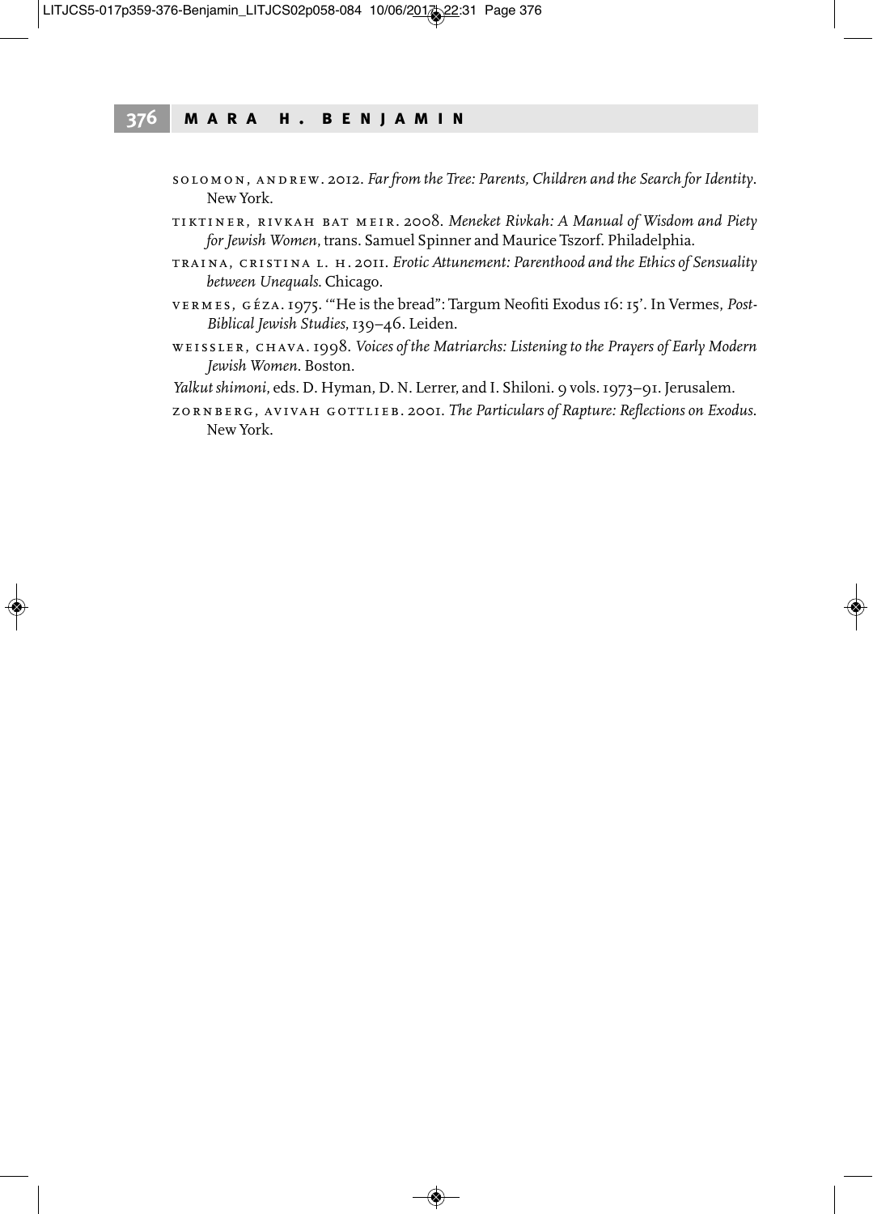SOLOMON, ANDREW. 2012. *Far from the Tree: Parents, Children and the Search for Identity*. New York.

TIKTINER, RIVKAH BAT MEIR. 2008. *Meneket Rivkah: A Manual of Wisdom and Piety for Jewish Women*, trans. Samuel Spinner and Maurice Tszorf. Philadelphia.

TRAINA, CRISTINA L. H. 2011. *Erotic Attunement: Parenthood and the Ethics of Sensuality between Unequals*. Chicago.

VERMES, GÉZA. 1975. '"He is the bread": Targum Neofiti Exodus 16: 15'. In Vermes, *Post-Biblical Jewish Studies*, 139–46. Leiden.

WEISSLER, CHAVA. 1998. *Voices of the Matriarchs: Listening to the Prayers of Early Modern Jewish Women*. Boston.

*Yalkut shimoni*, eds. D. Hyman, D. N. Lerrer, and I. Shiloni. 9 vols. 1973–91. Jerusalem.

ZORNBERG, AVIVAH GOTTLIEB. 2001. *The Particulars of Rapture: Reflections on Exodus*. New York.